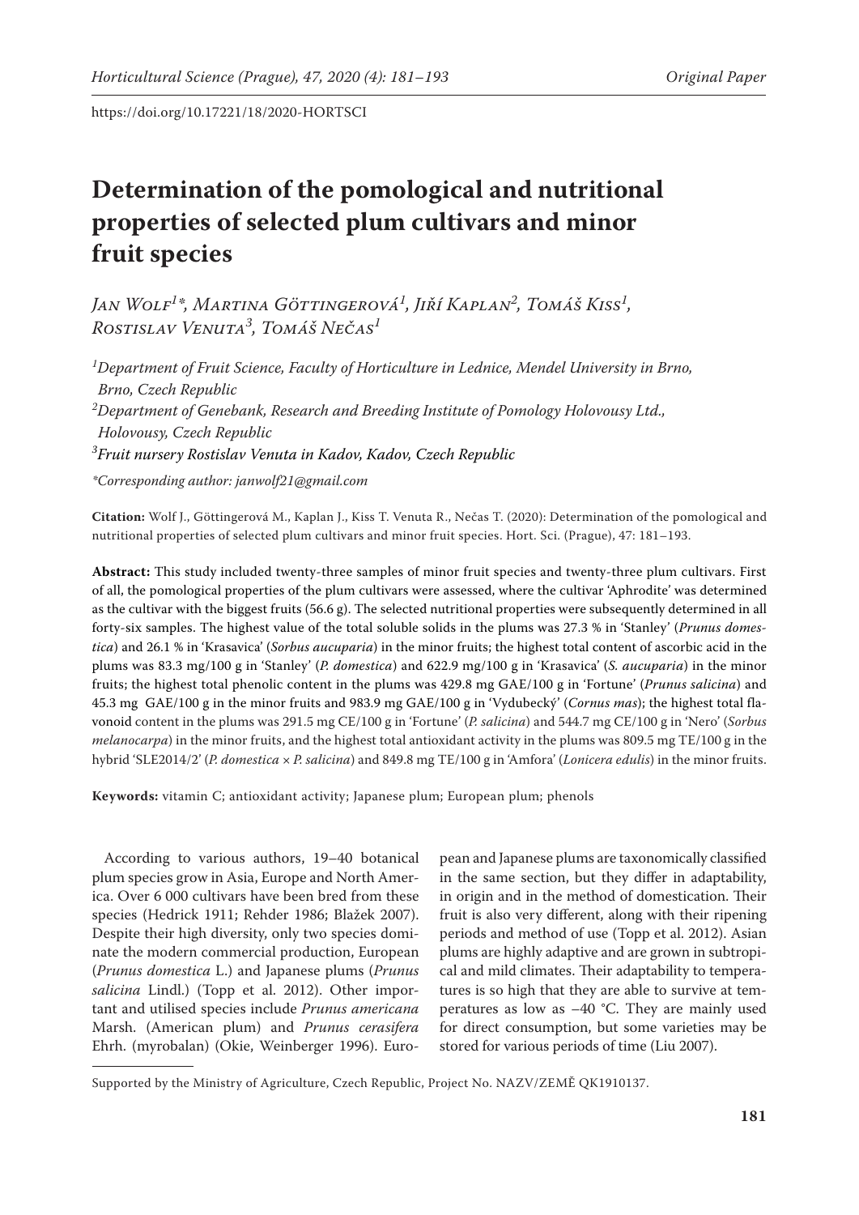# Determination of the pomological and nutritional properties of selected plum cultivars and minor fruit species

*Jan Wolf[1]\*, Martina Göttingerová[1], Jiří Kaplan[2], Tomáš Kiss[1], Rostislav Venuta[3], Tomáš Nečas[1]*

[1]*Department of Fruit Science, Faculty of Horticulture in Lednice, Mendel University in Brno, Brno, Czech Republic*

[2]*Department of Genebank, Research and Breeding Institute of Pomology Holovousy Ltd., Holovousy, Czech Republic*

[3]*Fruit nursery Rostislav Venuta in Kadov, Kadov, Czech Republic*

*\*Corresponding author: janwolf21@gmail.com*

**Citation:** Wolf J., Göttingerová M., Kaplan J., Kiss T. Venuta R., Nečas T. (2020): Determination of the pomological and nutritional properties of selected plum cultivars and minor fruit species. Hort. Sci. (Prague), 47: 181–193.

**Abstract:** This study included twenty-three samples of minor fruit species and twenty-three plum cultivars. First of all, the pomological properties of the plum cultivars were assessed, where the cultivar 'Aphrodite' was determined as the cultivar with the biggest fruits (56.6 g). The selected nutritional properties were subsequently determined in all forty-six samples. The highest value of the total soluble solids in the plums was 27.3 % in 'Stanley' (*Prunus domestica*) and 26.1 % in 'Krasavica' (*Sorbus aucuparia*) in the minor fruits; the highest total content of ascorbic acid in the plums was 83.3 mg/100 g in 'Stanley' (*P. domestica*) and 622.9 mg/100 g in 'Krasavica' (*S. aucuparia*) in the minor fruits; the highest total phenolic content in the plums was 429.8 mg GAE/100 g in 'Fortune' (*Prunus salicina*) and 45.3 mg GAE/100 g in the minor fruits and 983.9 mg GAE/100 g in 'Vydubecký' (*Cornus mas*); the highest total flavonoid content in the plums was 291.5 mg CE/100 g in 'Fortune' (*P. salicina*) and 544.7 mg CE/100 g in 'Nero' (*Sorbus melanocarpa*) in the minor fruits, and the highest total antioxidant activity in the plums was 809.5 mg TE/100 g in the hybrid 'SLE2014/2' (*P. domestica* × *P. salicina*) and 849.8 mg TE/100 g in 'Amfora' (*Lonicera edulis*) in the minor fruits.

**Keywords:** vitamin C; antioxidant activity; Japanese plum; European plum; phenols

According to various authors, 19–40 botanical plum species grow in Asia, Europe and North America. Over 6 000 cultivars have been bred from these species (Hedrick 1911; Rehder 1986; Blažek 2007). Despite their high diversity, only two species dominate the modern commercial production, European (*Prunus domestica* L.) and Japanese plums (*Prunus salicina* Lindl.) (Topp et al. 2012). Other important and utilised species include *Prunus americana* Marsh. (American plum) and *Prunus cerasifera* Ehrh. (myrobalan) (Okie, Weinberger 1996). European and Japanese plums are taxonomically classified in the same section, but they differ in adaptability, in origin and in the method of domestication. Their fruit is also very different, along with their ripening periods and method of use (Topp et al. 2012). Asian plums are highly adaptive and are grown in subtropical and mild climates. Their adaptability to temperatures is so high that they are able to survive at temperatures as low as –40 °C. They are mainly used for direct consumption, but some varieties may be stored for various periods of time (Liu 2007).

Supported by the Ministry of Agriculture, Czech Republic, Project No. NAZV/ZEMĚ QK1910137.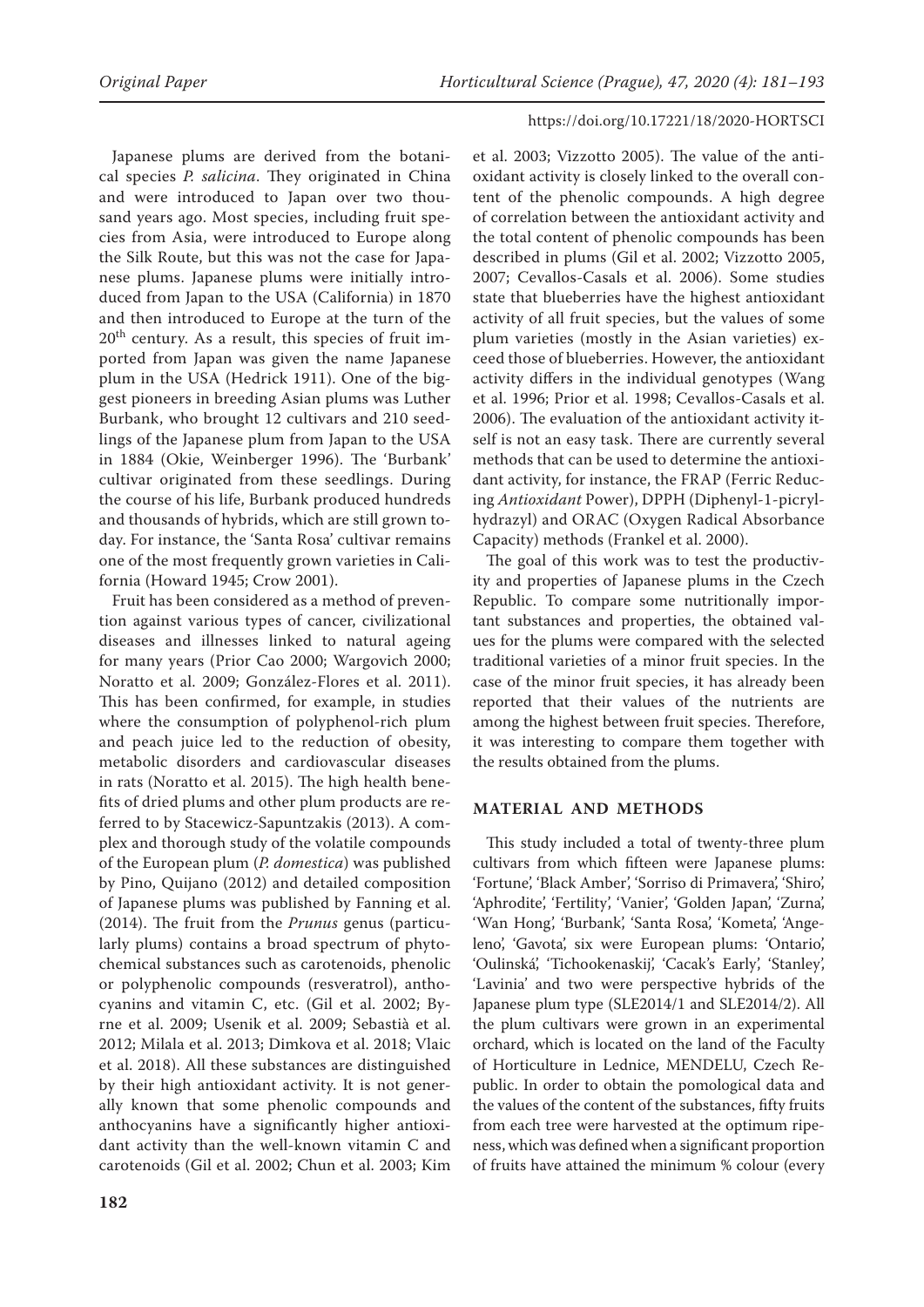Japanese plums are derived from the botanical species *P. salicina*. They originated in China and were introduced to Japan over two thousand years ago. Most species, including fruit species from Asia, were introduced to Europe along the Silk Route, but this was not the case for Japanese plums. Japanese plums were initially introduced from Japan to the USA (California) in 1870 and then introduced to Europe at the turn of the $20^{th}$ century. As a result, this species of fruit imported from Japan was given the name Japanese plum in the USA (Hedrick 1911). One of the biggest pioneers in breeding Asian plums was Luther Burbank, who brought 12 cultivars and 210 seedlings of the Japanese plum from Japan to the USA in 1884 (Okie, Weinberger 1996). The 'Burbank' cultivar originated from these seedlings. During the course of his life, Burbank produced hundreds and thousands of hybrids, which are still grown today. For instance, the 'Santa Rosa' cultivar remains one of the most frequently grown varieties in California (Howard 1945; Crow 2001).

Fruit has been considered as a method of prevention against various types of cancer, civilizational diseases and illnesses linked to natural ageing for many years (Prior Cao 2000; Wargovich 2000; Noratto et al. 2009; González-Flores et al. 2011). This has been confirmed, for example, in studies where the consumption of polyphenol-rich plum and peach juice led to the reduction of obesity, metabolic disorders and cardiovascular diseases in rats (Noratto et al. 2015). The high health benefits of dried plums and other plum products are referred to by Stacewicz-Sapuntzakis (2013). A complex and thorough study of the volatile compounds of the European plum (*P. domestica*) was published by Pino, Quijano (2012) and detailed composition of Japanese plums was published by Fanning et al. (2014). The fruit from the *Prunus* genus (particularly plums) contains a broad spectrum of phytochemical substances such as carotenoids, phenolic or polyphenolic compounds (resveratrol), anthocyanins and vitamin C, etc. (Gil et al. 2002; Byrne et al. 2009; Usenik et al. 2009; Sebastià et al. 2012; Milala et al. 2013; Dimkova et al. 2018; Vlaic et al. 2018). All these substances are distinguished by their high antioxidant activity. It is not generally known that some phenolic compounds and anthocyanins have a significantly higher antioxidant activity than the well-known vitamin C and carotenoids (Gil et al. 2002; Chun et al. 2003; Kim et al. 2003; Vizzotto 2005). The value of the antioxidant activity is closely linked to the overall content of the phenolic compounds. A high degree of correlation between the antioxidant activity and the total content of phenolic compounds has been described in plums (Gil et al. 2002; Vizzotto 2005, 2007; Cevallos-Casals et al. 2006). Some studies state that blueberries have the highest antioxidant activity of all fruit species, but the values of some plum varieties (mostly in the Asian varieties) exceed those of blueberries. However, the antioxidant activity differs in the individual genotypes (Wang et al. 1996; Prior et al. 1998; Cevallos-Casals et al. 2006). The evaluation of the antioxidant activity itself is not an easy task. There are currently several methods that can be used to determine the antioxidant activity, for instance, the FRAP (Ferric Reducing *Antioxidant* Power), DPPH (Diphenyl-1-picrylhydrazyl) and ORAC (Oxygen Radical Absorbance Capacity) methods (Frankel et al. 2000).

The goal of this work was to test the productivity and properties of Japanese plums in the Czech Republic. To compare some nutritionally important substances and properties, the obtained values for the plums were compared with the selected traditional varieties of a minor fruit species. In the case of the minor fruit species, it has already been reported that their values of the nutrients are among the highest between fruit species. Therefore, it was interesting to compare them together with the results obtained from the plums.

## MATERIAL AND METHODS

This study included a total of twenty-three plum cultivars from which fifteen were Japanese plums: 'Fortune', 'Black Amber', 'Sorriso di Primavera', 'Shiro', 'Aphrodite', 'Fertility', 'Vanier', 'Golden Japan', 'Zurna', 'Wan Hong', 'Burbank', 'Santa Rosa', 'Kometa', 'Angeleno', 'Gavota', six were European plums: 'Ontario', 'Oulinská', 'Tichookenaskij', 'Cacak's Early', 'Stanley', 'Lavinia' and two were perspective hybrids of the Japanese plum type (SLE2014/1 and SLE2014/2). All the plum cultivars were grown in an experimental orchard, which is located on the land of the Faculty of Horticulture in Lednice, MENDELU, Czech Republic. In order to obtain the pomological data and the values of the content of the substances, fifty fruits from each tree were harvested at the optimum ripeness, which was defined when a significant proportion of fruits have attained the minimum % colour (every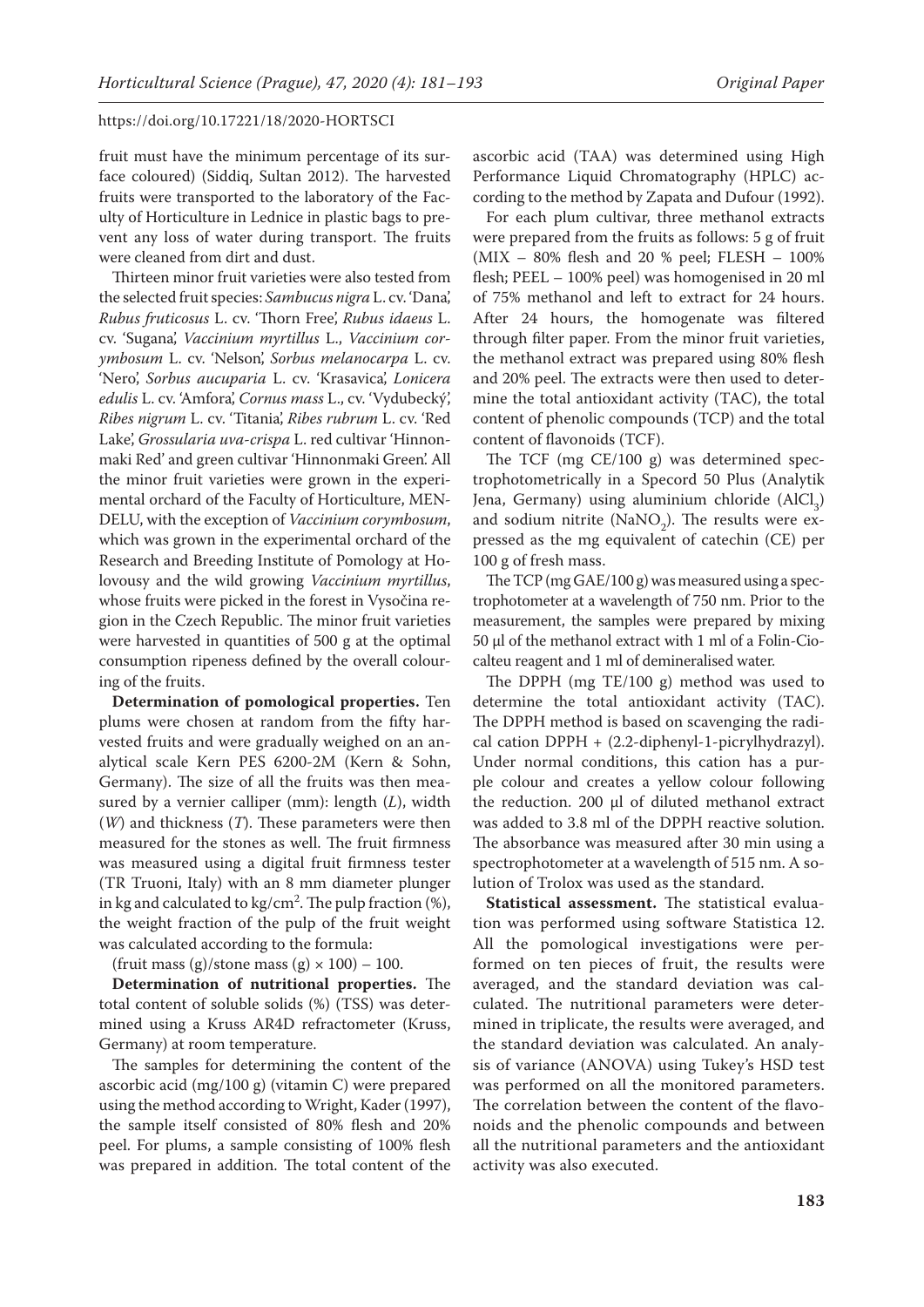fruit must have the minimum percentage of its surface coloured) (Siddiq, Sultan 2012). The harvested fruits were transported to the laboratory of the Faculty of Horticulture in Lednice in plastic bags to prevent any loss of water during transport. The fruits were cleaned from dirt and dust.

Thirteen minor fruit varieties were also tested from the selected fruit species: *Sambucus nigra* L. cv. 'Dana', *Rubus fruticosus* L. cv. 'Thorn Free', *Rubus idaeus* L. cv. 'Sugana', *Vaccinium myrtillus* L., *Vaccinium corymbosum* L. cv. 'Nelson', *Sorbus melanocarpa* L. cv. 'Nero', *Sorbus aucuparia* L. cv. 'Krasavica', *Lonicera edulis* L. cv. 'Amfora', *Cornus mass* L., cv. 'Vydubecký', *Ribes nigrum* L. cv. 'Titania', *Ribes rubrum* L. cv. 'Red Lake', *Grossularia uva-crispa* L. red cultivar 'Hinnonmaki Red' and green cultivar 'Hinnonmaki Green'. All the minor fruit varieties were grown in the experimental orchard of the Faculty of Horticulture, MENDELU, with the exception of *Vaccinium corymbosum*, which was grown in the experimental orchard of the Research and Breeding Institute of Pomology at Holovousy and the wild growing *Vaccinium myrtillus*, whose fruits were picked in the forest in Vysočina region in the Czech Republic. The minor fruit varieties were harvested in quantities of 500 g at the optimal consumption ripeness defined by the overall colouring of the fruits.

**Determination of pomological properties.** Ten plums were chosen at random from the fifty harvested fruits and were gradually weighed on an analytical scale Kern PES 6200-2M (Kern & Sohn, Germany). The size of all the fruits was then measured by a vernier calliper (mm): length ($L$), width ($W$) and thickness ($T$). These parameters were then measured for the stones as well. The fruit firmness was measured using a digital fruit firmness tester (TR Truoni, Italy) with an 8 mm diameter plunger in kg and calculated to kg/cm$^2$. The pulp fraction (%), the weight fraction of the pulp of the fruit weight was calculated according to the formula:

(fruit mass (g)/stone mass (g) × 100) – 100.

**Determination of nutritional properties.** The total content of soluble solids (%) (TSS) was determined using a Kruss AR4D refractometer (Kruss, Germany) at room temperature.

The samples for determining the content of the ascorbic acid (mg/100 g) (vitamin C) were prepared using the method according to Wright, Kader (1997), the sample itself consisted of 80% flesh and 20% peel. For plums, a sample consisting of 100% flesh was prepared in addition. The total content of the ascorbic acid (TAA) was determined using High Performance Liquid Chromatography (HPLC) according to the method by Zapata and Dufour (1992).

For each plum cultivar, three methanol extracts were prepared from the fruits as follows: 5 g of fruit (MIX – 80% flesh and 20 % peel; FLESH – 100% flesh; PEEL – 100% peel) was homogenised in 20 ml of 75% methanol and left to extract for 24 hours. After 24 hours, the homogenate was filtered through filter paper. From the minor fruit varieties, the methanol extract was prepared using 80% flesh and 20% peel. The extracts were then used to determine the total antioxidant activity (TAC), the total content of phenolic compounds (TCP) and the total content of flavonoids (TCF).

The TCF (mg CE/100 g) was determined spectrophotometrically in a Specord 50 Plus (Analytik Jena, Germany) using aluminium chloride ($AlCl_3$) and sodium nitrite ($NaNO_2$). The results were expressed as the mg equivalent of catechin (CE) per 100 g of fresh mass.

The TCP (mg GAE/100 g) was measured using a spectrophotometer at a wavelength of 750 nm. Prior to the measurement, the samples were prepared by mixing 50 µl of the methanol extract with 1 ml of a Folin-Ciocalteu reagent and 1 ml of demineralised water.

The DPPH (mg TE/100 g) method was used to determine the total antioxidant activity (TAC). The DPPH method is based on scavenging the radical cation DPPH + (2.2-diphenyl-1-picrylhydrazyl). Under normal conditions, this cation has a purple colour and creates a yellow colour following the reduction. 200 µl of diluted methanol extract was added to 3.8 ml of the DPPH reactive solution. The absorbance was measured after 30 min using a spectrophotometer at a wavelength of 515 nm. A solution of Trolox was used as the standard.

**Statistical assessment.** The statistical evaluation was performed using software Statistica 12. All the pomological investigations were performed on ten pieces of fruit, the results were averaged, and the standard deviation was calculated. The nutritional parameters were determined in triplicate, the results were averaged, and the standard deviation was calculated. An analysis of variance (ANOVA) using Tukey's HSD test was performed on all the monitored parameters. The correlation between the content of the flavonoids and the phenolic compounds and between all the nutritional parameters and the antioxidant activity was also executed.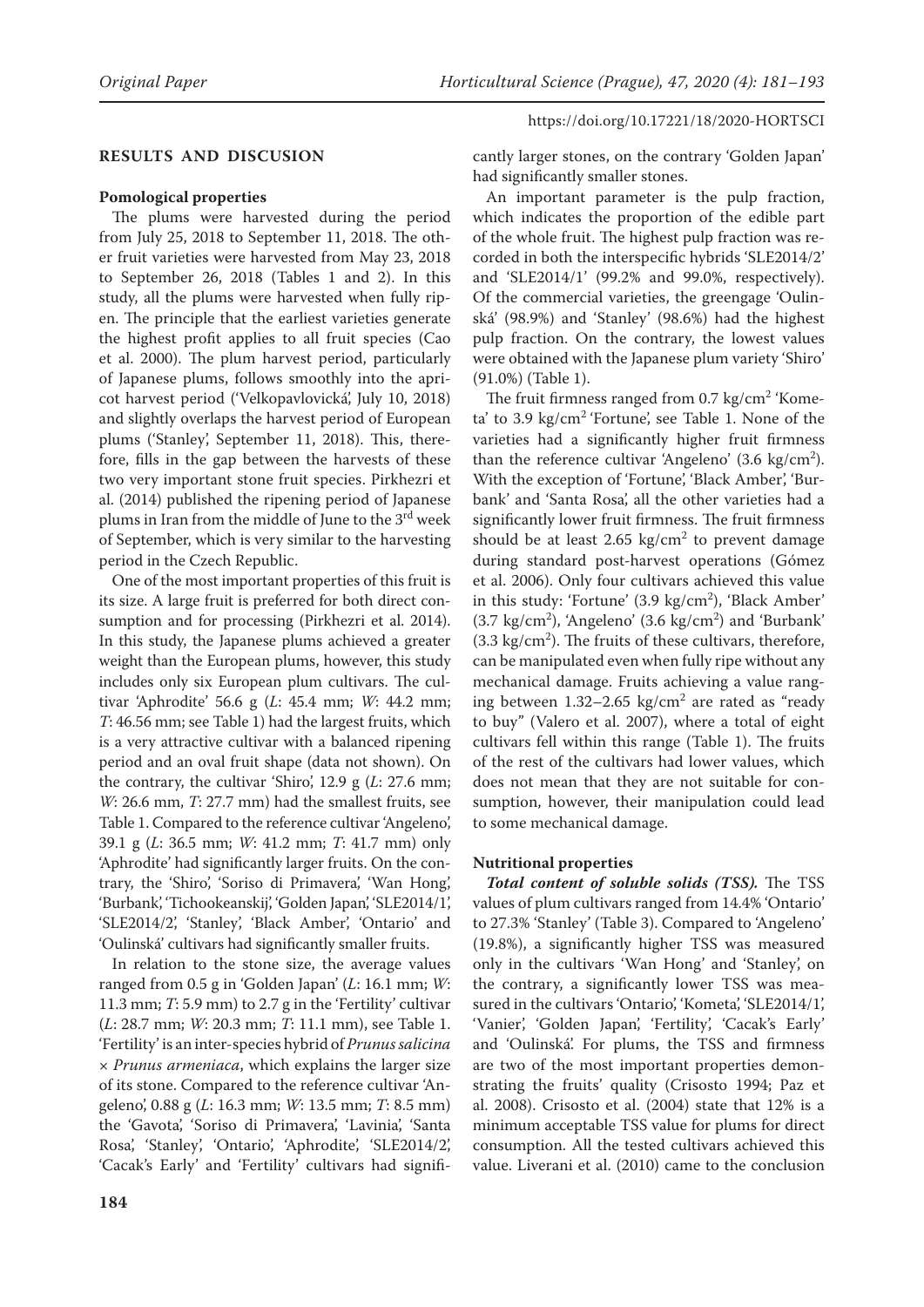## RESULTS AND DISCUSION

### Pomological properties

The plums were harvested during the period from July 25, 2018 to September 11, 2018. The other fruit varieties were harvested from May 23, 2018 to September 26, 2018 (Tables 1 and 2). In this study, all the plums were harvested when fully ripen. The principle that the earliest varieties generate the highest profit applies to all fruit species (Cao et al. 2000). The plum harvest period, particularly of Japanese plums, follows smoothly into the apricot harvest period ('Velkopavlovická', July 10, 2018) and slightly overlaps the harvest period of European plums ('Stanley', September 11, 2018). This, therefore, fills in the gap between the harvests of these two very important stone fruit species. Pirkhezri et al. (2014) published the ripening period of Japanese plums in Iran from the middle of June to the 3rd week of September, which is very similar to the harvesting period in the Czech Republic.

One of the most important properties of this fruit is its size. A large fruit is preferred for both direct consumption and for processing (Pirkhezri et al. 2014). In this study, the Japanese plums achieved a greater weight than the European plums, however, this study includes only six European plum cultivars. The cultivar 'Aphrodite' 56.6 g (*L*: 45.4 mm; *W*: 44.2 mm; *T*: 46.56 mm; see Table 1) had the largest fruits, which is a very attractive cultivar with a balanced ripening period and an oval fruit shape (data not shown). On the contrary, the cultivar 'Shiro', 12.9 g (*L*: 27.6 mm; *W*: 26.6 mm, *T*: 27.7 mm) had the smallest fruits, see Table 1. Compared to the reference cultivar 'Angeleno', 39.1 g (*L*: 36.5 mm; *W*: 41.2 mm; *T*: 41.7 mm) only 'Aphrodite' had significantly larger fruits. On the contrary, the 'Shiro', 'Soriso di Primavera', 'Wan Hong', 'Burbank', 'Tichookeanskij', 'Golden Japan', 'SLE2014/1', 'SLE2014/2', 'Stanley', 'Black Amber', 'Ontario' and 'Oulinská' cultivars had significantly smaller fruits.

In relation to the stone size, the average values ranged from 0.5 g in 'Golden Japan' (*L*: 16.1 mm; *W*: 11.3 mm; *T*: 5.9 mm) to 2.7 g in the 'Fertility' cultivar (*L*: 28.7 mm; *W*: 20.3 mm; *T*: 11.1 mm), see Table 1. 'Fertility' is an inter-species hybrid of *Prunus salicina* × *Prunus armeniaca*, which explains the larger size of its stone. Compared to the reference cultivar 'Angeleno', 0.88 g (*L*: 16.3 mm; *W*: 13.5 mm; *T*: 8.5 mm) the 'Gavota', 'Soriso di Primavera', 'Lavinia', 'Santa Rosa', 'Stanley', 'Ontario', 'Aphrodite', 'SLE2014/2', 'Cacak's Early' and 'Fertility' cultivars had significantly larger stones, on the contrary 'Golden Japan' had significantly smaller stones.

An important parameter is the pulp fraction, which indicates the proportion of the edible part of the whole fruit. The highest pulp fraction was recorded in both the interspecific hybrids 'SLE2014/2' and 'SLE2014/1' (99.2% and 99.0%, respectively). Of the commercial varieties, the greengage 'Oulinská' (98.9%) and 'Stanley' (98.6%) had the highest pulp fraction. On the contrary, the lowest values were obtained with the Japanese plum variety 'Shiro' (91.0%) (Table 1).

The fruit firmness ranged from 0.7 kg/cm$^2$ 'Kometa' to 3.9 kg/cm$^2$ 'Fortune', see Table 1. None of the varieties had a significantly higher fruit firmness than the reference cultivar 'Angeleno' (3.6 kg/cm$^2$). With the exception of 'Fortune', 'Black Amber', 'Burbank' and 'Santa Rosa', all the other varieties had a significantly lower fruit firmness. The fruit firmness should be at least 2.65 kg/cm$^2$ to prevent damage during standard post-harvest operations (Gómez et al. 2006). Only four cultivars achieved this value in this study: 'Fortune' (3.9 kg/cm$^2$), 'Black Amber' (3.7 kg/cm$^2$), 'Angeleno' (3.6 kg/cm$^2$) and 'Burbank' (3.3 kg/cm$^2$). The fruits of these cultivars, therefore, can be manipulated even when fully ripe without any mechanical damage. Fruits achieving a value ranging between 1.32–2.65 kg/cm$^2$ are rated as "ready to buy" (Valero et al. 2007), where a total of eight cultivars fell within this range (Table 1). The fruits of the rest of the cultivars had lower values, which does not mean that they are not suitable for consumption, however, their manipulation could lead to some mechanical damage.

### Nutritional properties

***Total content of soluble solids (TSS).*** The TSS values of plum cultivars ranged from 14.4% 'Ontario' to 27.3% 'Stanley' (Table 3). Compared to 'Angeleno' (19.8%), a significantly higher TSS was measured only in the cultivars 'Wan Hong' and 'Stanley', on the contrary, a significantly lower TSS was measured in the cultivars 'Ontario', 'Kometa', 'SLE2014/1', 'Vanier', 'Golden Japan', 'Fertility', 'Cacak's Early' and 'Oulinská'. For plums, the TSS and firmness are two of the most important properties demonstrating the fruits' quality (Crisosto 1994; Paz et al. 2008). Crisosto et al. (2004) state that 12% is a minimum acceptable TSS value for plums for direct consumption. All the tested cultivars achieved this value. Liverani et al. (2010) came to the conclusion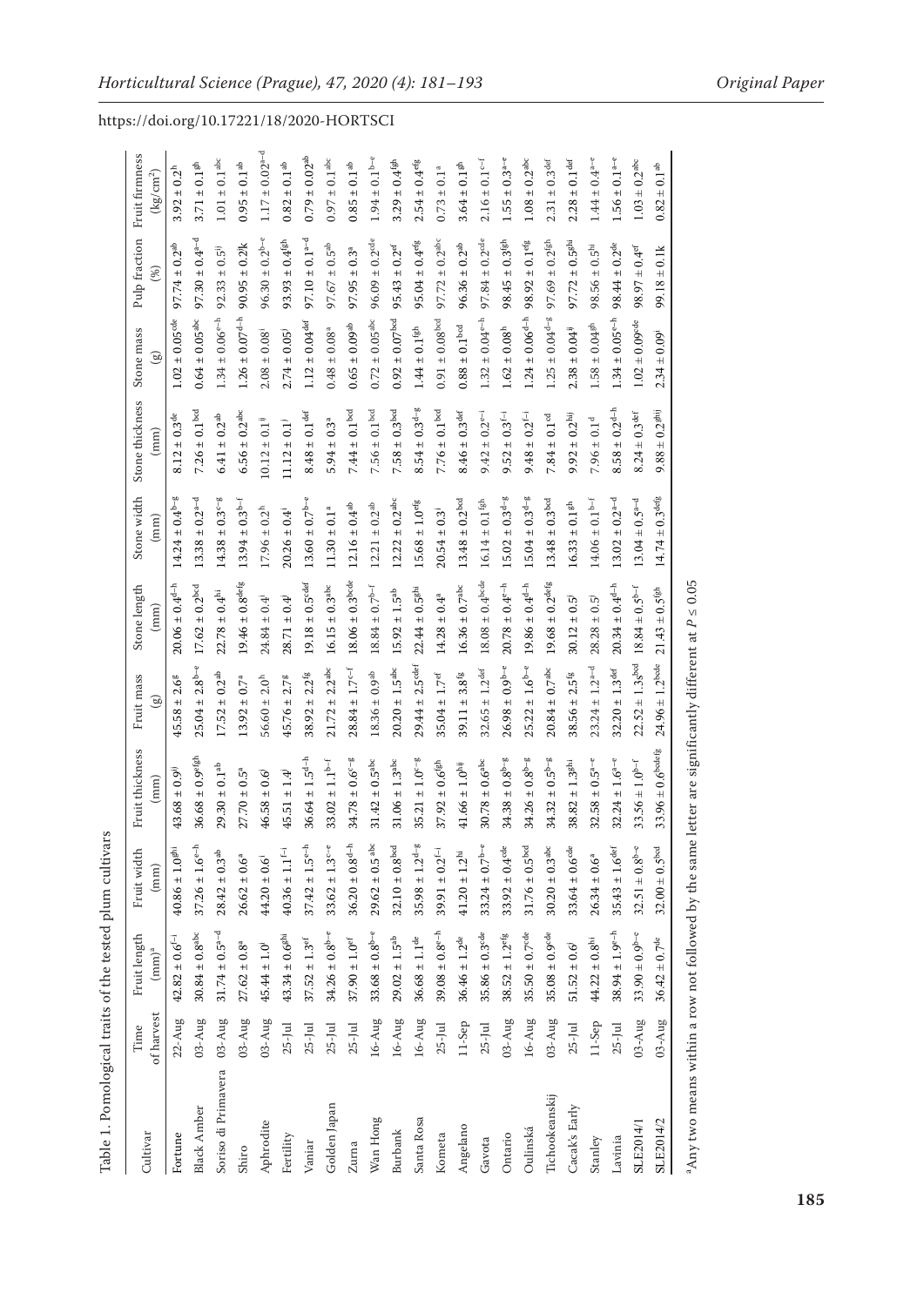Table 1. Pomological traits of the tested plum cultivars

| Cultivar | Time of harvest | Fruit length (mm)[a] | Fruit width (mm) | Fruit thickness (mm) | Fruit mass (g) | Stone length (mm) | Stone width (mm) | Stone thickness (mm) | Stone mass (g) | Pulp fraction (%) | Fruit firmness (kg/cm²) |
|---|---|---|---|---|---|---|---|---|---|---|---|
| Fortune | 22-Aug | 42.82 ± 0.6[i–j] | 40.86 ± 1.0[ghi] | 43.68 ± 0.9[ij] | 45.58 ± 2.6[g] | 20.06 ± 0.4[d–h] | 14.24 ± 0.4[b–g] | 8.12 ± 0.3[de] | 1.02 ± 0.05[cde] | 97.74 ± 0.2[ab] | 3.92 ± 0.2[h] |
| Black Amber | 03-Aug | 30.84 ± 0.8[abc] | 37.26 ± 1.6[e–h] | 36.68 ± 0.9[efgh] | 25.04 ± 2.8[b–e] | 17.62 ± 0.2[bcd] | 13.38 ± 0.2[a–d] | 7.26 ± 0.1[bcd] | 0.64 ± 0.05[abc] | 97.30 ± 0.4[a–d] | 3.71 ± 0.1[gh] |
| Soriso di Primavera | 03-Aug | 31.74 ± 0.5[a–d] | 28.42 ± 0.3[ab] | 29.30 ± 0.1[ab] | 17.52 ± 0.2[ab] | 22.78 ± 0.4[hi] | 14.38 ± 0.3[c–g] | 6.41 ± 0.2[ab] | 1.34 ± 0.06[e–h] | 92.33 ± 0.5[ij] | 1.01 ± 0.1[abc] |
| Shiro | 03-Aug | 27.62 ± 0.8[a] | 26.62 ± 0.6[a] | 27.70 ± 0.5[a] | 13.92 ± 0.7[a] | 19.46 ± 0.8[defg] | 13.94 ± 0.3[b–f] | 6.56 ± 0.2[abc] | 1.26 ± 0.07[d–h] | 90.95 ± 0.2[jk] | 0.95 ± 0.1[ab] |
| Aphrodite | 03-Aug | 45.44 ± 1.0[j] | 44.20 ± 0.6[i] | 46.58 ± 0.6[j] | 56.60 ± 2.0[h] | 24.84 ± 0.4[i] | 17.96 ± 0.2[h] | 10.12 ± 0.1[ij] | 2.08 ± 0.08[i] | 96.30 ± 0.2[b–e] | 1.17 ± 0.02[a–d] |
| Fertility | 25-Jul | 43.34 ± 0.6[ghi] | 40.36 ± 1.1[f–i] | 45.51 ± 1.4[j] | 45.76 ± 2.7[g] | 28.71 ± 0.4[j] | 20.26 ± 0.4[i] | 11.12 ± 0.1[j] | 2.74 ± 0.05[j] | 93.93 ± 0.4[fgh] | 0.82 ± 0.1[ab] |
| Vaniar | 25-Jul | 37.52 ± 1.3[ef] | 37.42 ± 1.5[e–h] | 36.64 ± 1.5[d–h] | 38.92 ± 2.2[fg] | 19.18 ± 0.5[cdef] | 13.60 ± 0.7[b–e] | 8.48 ± 0.1[def] | 1.12 ± 0.04[def] | 97.10 ± 0.1[a–d] | 0.79 ± 0.02[ab] |
| Golden Japan | 25-Jul | 34.26 ± 0.8[b–e] | 33.62 ± 1.3[c–e] | 33.02 ± 1.1[b–f] | 21.72 ± 2.2[abc] | 16.15 ± 0.3[abc] | 11.30 ± 0.1[a] | 5.94 ± 0.3[a] | 0.48 ± 0.08[a] | 97.67 ± 0.5[ab] | 0.97 ± 0.1[abc] |
| Zuma | 25-Jul | 37.90 ± 1.0[ef] | 36.20 ± 0.8[d–h] | 34.78 ± 0.6[c–g] | 28.84 ± 1.7[c–f] | 18.06 ± 0.3[bcde] | 12.16 ± 0.4[ab] | 7.44 ± 0.1[bcd] | 0.65 ± 0.09[ab] | 97.95 ± 0.3[a] | 0.85 ± 0.1[ab] |
| Wan Hong | 16-Aug | 33.68 ± 0.8[b–e] | 29.62 ± 0.5[abc] | 31.42 ± 0.5[abc] | 18.36 ± 0.9[ab] | 18.84 ± 0.7[b–f] | 12.21 ± 0.2[ab] | 7.56 ± 0.1[bcd] | 0.72 ± 0.05[abc] | 96.09 ± 0.2[cde] | 1.94 ± 0.1[b–e] |
| Burbank | 16-Aug | 29.02 ± 1.5[ab] | 32.10 ± 0.8[bcd] | 31.06 ± 1.3[abc] | 20.20 ± 1.5[abc] | 15.92 ± 1.5[ab] | 12.22 ± 0.2[abc] | 7.58 ± 0.3[bcd] | 0.92 ± 0.07[bcd] | 95.43 ± 0.2[ef] | 3.29 ± 0.4[fgh] |
| Santa Rosa | 16-Aug | 36.68 ± 1.1[de] | 35.98 ± 1.2[d–g] | 35.21 ± 1.0[c–g] | 29.44 ± 2.5[cdef] | 22.44 ± 0.5[ghi] | 15.68 ± 1.0[efg] | 8.54 ± 0.3[d–g] | 1.44 ± 0.1[fgh] | 95.04 ± 0.4[efg] | 2.54 ± 0.4[efg] |
| Kometa | 25-Jul | 39.08 ± 0.8[e–h] | 39.91 ± 0.2[f–i] | 37.92 ± 0.6[fgh] | 35.04 ± 1.7[ef] | 14.28 ± 0.4[a] | 20.54 ± 0.3[i] | 7.76 ± 0.1[bcd] | 0.91 ± 0.08[bcd] | 97.72 ± 0.2[abc] | 0.73 ± 0.1[a] |
| Angelano | 11-Sep | 36.46 ± 1.2[de] | 41.20 ± 1.2[hi] | 41.66 ± 1.0[hij] | 39.11 ± 3.8[fg] | 16.36 ± 0.7[abc] | 13.48 ± 0.2[bcd] | 8.46 ± 0.3[def] | 0.88 ± 0.1[bcd] | 96.36 ± 0.2[ab] | 3.64 ± 0.1[gh] |
| Gavota | 25-Jul | 35.86 ± 0.3[cde] | 33.24 ± 0.7[b–e] | 30.78 ± 0.6[abc] | 32.65 ± 1.2[def] | 18.08 ± 0.4[bcde] | 16.14 ± 0.1[fgh] | 9.42 ± 0.2[e–i] | 1.32 ± 0.04[e–h] | 97.84 ± 0.2[cde] | 2.16 ± 0.1[c–f] |
| Ontario | 03-Aug | 38.52 ± 1.2[efg] | 33.92 ± 0.4[cde] | 34.38 ± 0.8[b–g] | 26.98 ± 0.9[b–e] | 20.78 ± 0.4[e–h] | 15.02 ± 0.3[d–g] | 9.52 ± 0.3[f–i] | 1.62 ± 0.08[h] | 98.45 ± 0.3[fgh] | 1.55 ± 0.3[a–e] |
| Oullinská | 16-Aug | 35.50 ± 0.7[cde] | 31.76 ± 0.5[bcd] | 34.26 ± 0.8[b–g] | 25.22 ± 1.6[b–e] | 19.86 ± 0.4[d–h] | 15.04 ± 0.3[d–g] | 9.48 ± 0.2[f–i] | 1.24 ± 0.06[d–h] | 98.92 ± 0.1[efg] | 1.08 ± 0.2[abc] |
| Tichookeanskij | 03-Aug | 35.08 ± 0.9[cde] | 30.20 ± 0.3[abc] | 34.32 ± 0.5[b–g] | 20.84 ± 0.7[abc] | 19.68 ± 0.2[defg] | 13.48 ± 0.3[bcd] | 7.84 ± 0.1[cd] | 1.25 ± 0.04[d–g] | 97.69 ± 0.2[fgh] | 2.31 ± 0.3[def] |
| Cacak's Early | 25-Jul | 51.52 ± 0.6[j] | 33.64 ± 0.6[cde] | 38.82 ± 1.3[ghi] | 38.56 ± 2.5[fg] | 30.12 ± 0.5[j] | 16.33 ± 0.1[gh] | 9.92 ± 0.2[hij] | 2.38 ± 0.04[ij] | 97.72 ± 0.5[ghi] | 2.28 ± 0.1[def] |
| Stanley | 11-Sep | 44.22 ± 0.8[hi] | 26.34 ± 0.6[a] | 32.58 ± 0.5[a–e] | 23.24 ± 1.2[a–d] | 28.28 ± 0.5[j] | 14.06 ± 0.1[b–f] | 7.96 ± 0.1[d] | 1.58 ± 0.04[gh] | 98.56 ± 0.5[hi] | 1.44 ± 0.4[a–e] |
| Lavinia | 25-Jul | 38.94 ± 1.9[e–h] | 35.43 ± 1.6[def] | 32.24 ± 1.6[a–e] | 32.20 ± 1.3[def] | 20.34 ± 0.4[d–h] | 13.02 ± 0.2[a–d] | 8.58 ± 0.2[d–h] | 1.34 ± 0.05[e–h] | 98.44 ± 0.2[de] | 1.56 ± 0.1[a–e] |
| SLE2014/1 | 03-Aug | 33.90 ± 0.9[b–e] | 32.51 ± 0.8[b–e] | 33.56 ± 1.0[b–f] | 22.52 ± 1.38[bcd] | 18.84 ± 0.5[b–f] | 13.04 ± 0.5[a–d] | 8.24 ± 0.3[def] | 1.02 ± 0.09[cde] | 98.97 ± 0.4[ef] | 1.03 ± 0.2[abc] |
| SLE2014/2 | 03-Aug | 36.42 ± 0.7[de] | 32.00 ± 0.5[bcd] | 33.96 ± 0.6[bcdefg] | 24.96 ± 1.2[bcde] | 21.43 ± 0.5[fgh] | 14.74 ± 0.3[defg] | 9.88 ± 0.2[ghij] | 2.34 ± 0.09[i] | 99.18 ± 0.1[k] | 0.82 ± 0.1[ab] |

[a]Any two means within a row not followed by the same letter are significantly different at $P \leq 0.05$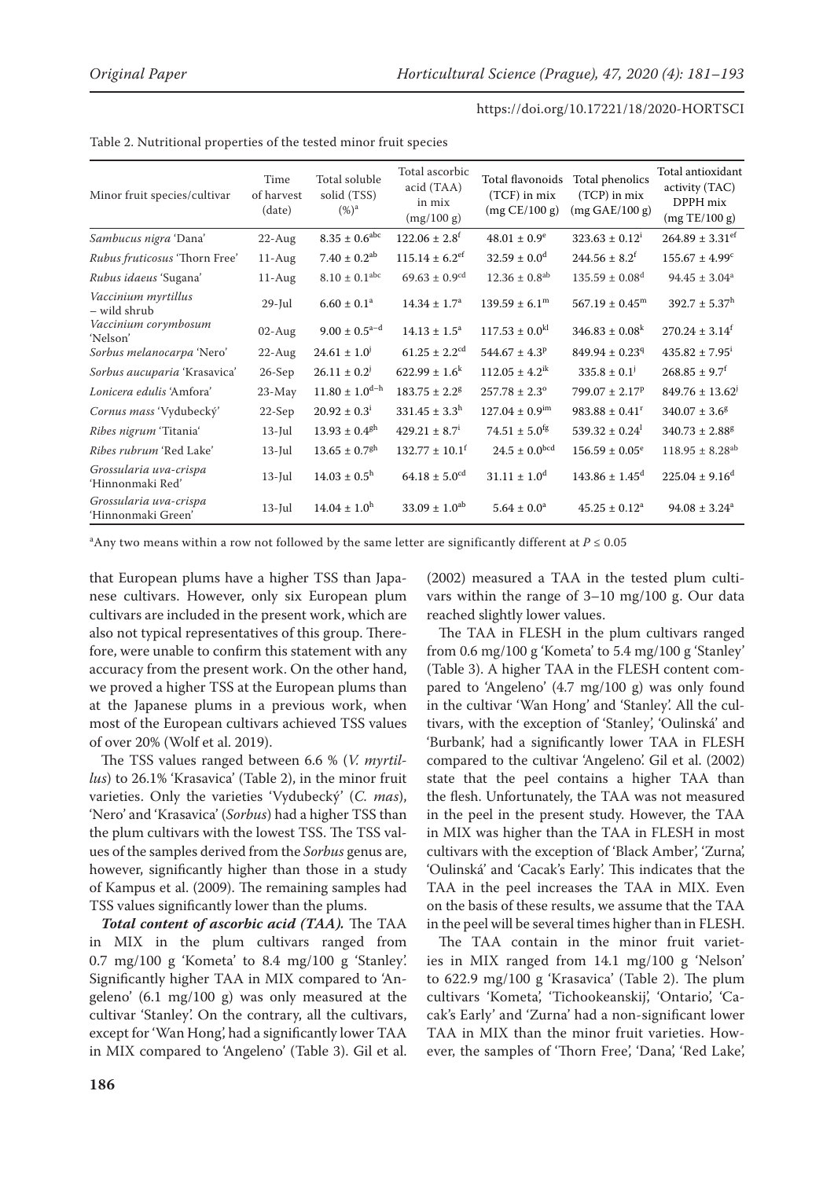Table 2. Nutritional properties of the tested minor fruit species

| Minor fruit species/cultivar | Time of harvest (date) | Total soluble solid (TSS) (%)[a] | Total ascorbic acid (TAA) in mix (mg/100 g) | Total flavonoids (TCF) in mix (mg CE/100 g) | Total phenolics (TCP) in mix (mg GAE/100 g) | Total antioxidant activity (TAC) DPPH mix (mg TE/100 g) |
|---|---|---|---|---|---|---|
| *Sambucus nigra* 'Dana' | 22-Aug | $8.35 \pm 0.6^{abc}$ | $122.06 \pm 2.8^{f}$ | $48.01 \pm 0.9^{e}$ | $323.63 \pm 0.12^{i}$ | $264.89 \pm 3.31^{ef}$ |
| *Rubus fruticosus* 'Thorn Free' | 11-Aug | $7.40 \pm 0.2^{ab}$ | $115.14 \pm 6.2^{ef}$ | $32.59 \pm 0.0^{d}$ | $244.56 \pm 8.2^{f}$ | $155.67 \pm 4.99^{c}$ |
| *Rubus idaeus* 'Sugana' | 11-Aug | $8.10 \pm 0.1^{abc}$ | $69.63 \pm 0.9^{cd}$ | $12.36 \pm 0.8^{ab}$ | $135.59 \pm 0.08^{d}$ | $94.45 \pm 3.04^{a}$ |
| *Vaccinium myrtillus* – wild shrub | 29-Jul | $6.60 \pm 0.1^{a}$ | $14.34 \pm 1.7^{a}$ | $139.59 \pm 6.1^{m}$ | $567.19 \pm 0.45^{m}$ | $392.7 \pm 5.37^{h}$ |
| *Vaccinium corymbosum* 'Nelson' | 02-Aug | $9.00 \pm 0.5^{a–d}$ | $14.13 \pm 1.5^{a}$ | $117.53 \pm 0.0^{kl}$ | $346.83 \pm 0.08^{k}$ | $270.24 \pm 3.14^{f}$ |
| *Sorbus melanocarpa* 'Nero' | 22-Aug | $24.61 \pm 1.0^{j}$ | $61.25 \pm 2.2^{cd}$ | $544.67 \pm 4.3^{p}$ | $849.94 \pm 0.23^{q}$ | $435.82 \pm 7.95^{i}$ |
| *Sorbus aucuparia* 'Krasavica' | 26-Sep | $26.11 \pm 0.2^{j}$ | $622.99 \pm 1.6^{k}$ | $112.05 \pm 4.2^{ik}$ | $335.8 \pm 0.1^{j}$ | $268.85 \pm 9.7^{f}$ |
| *Lonicera edulis* 'Amfora' | 23-May | $11.80 \pm 1.0^{d–h}$ | $183.75 \pm 2.2^{g}$ | $257.78 \pm 2.3^{o}$ | $799.07 \pm 2.17^{p}$ | $849.76 \pm 13.62^{j}$ |
| *Cornus mass* 'Vydubecký' | 22-Sep | $20.92 \pm 0.3^{i}$ | $331.45 \pm 3.3^{h}$ | $127.04 \pm 0.9^{lm}$ | $983.88 \pm 0.41^{r}$ | $340.07 \pm 3.6^{g}$ |
| *Ribes nigrum* 'Titania' | 13-Jul | $13.93 \pm 0.4^{gh}$ | $429.21 \pm 8.7^{i}$ | $74.51 \pm 5.0^{fg}$ | $539.32 \pm 0.24^{l}$ | $340.73 \pm 2.88^{g}$ |
| *Ribes rubrum* 'Red Lake' | 13-Jul | $13.65 \pm 0.7^{gh}$ | $132.77 \pm 10.1^{f}$ | $24.5 \pm 0.0^{bcd}$ | $156.59 \pm 0.05^{e}$ | $118.95 \pm 8.28^{ab}$ |
| *Grossularia uva-crispa* 'Hinnonmaki Red' | 13-Jul | $14.03 \pm 0.5^{h}$ | $64.18 \pm 5.0^{cd}$ | $31.11 \pm 1.0^{d}$ | $143.86 \pm 1.45^{d}$ | $225.04 \pm 9.16^{d}$ |
| *Grossularia uva-crispa* 'Hinnonmaki Green' | 13-Jul | $14.04 \pm 1.0^{h}$ | $33.09 \pm 1.0^{ab}$ | $5.64 \pm 0.0^{a}$ | $45.25 \pm 0.12^{a}$ | $94.08 \pm 3.24^{a}$ |

[a]Any two means within a row not followed by the same letter are significantly different at $P \leq 0.05$

that European plums have a higher TSS than Japanese cultivars. However, only six European plum cultivars are included in the present work, which are also not typical representatives of this group. Therefore, were unable to confirm this statement with any accuracy from the present work. On the other hand, we proved a higher TSS at the European plums than at the Japanese plums in a previous work, when most of the European cultivars achieved TSS values of over 20% (Wolf et al. 2019).

The TSS values ranged between 6.6 % (*V. myrtillus*) to 26.1% 'Krasavica' (Table 2), in the minor fruit varieties. Only the varieties 'Vydubecký' (*C. mas*), 'Nero' and 'Krasavica' (*Sorbus*) had a higher TSS than the plum cultivars with the lowest TSS. The TSS values of the samples derived from the *Sorbus* genus are, however, significantly higher than those in a study of Kampus et al. (2009). The remaining samples had TSS values significantly lower than the plums.

***Total content of ascorbic acid (TAA).*** The TAA in MIX in the plum cultivars ranged from 0.7 mg/100 g 'Kometa' to 8.4 mg/100 g 'Stanley'. Significantly higher TAA in MIX compared to 'Angeleno' (6.1 mg/100 g) was only measured at the cultivar 'Stanley'. On the contrary, all the cultivars, except for 'Wan Hong', had a significantly lower TAA in MIX compared to 'Angeleno' (Table 3). Gil et al. (2002) measured a TAA in the tested plum cultivars within the range of 3–10 mg/100 g. Our data reached slightly lower values.

The TAA in FLESH in the plum cultivars ranged from 0.6 mg/100 g 'Kometa' to 5.4 mg/100 g 'Stanley' (Table 3). A higher TAA in the FLESH content compared to 'Angeleno' (4.7 mg/100 g) was only found in the cultivar 'Wan Hong' and 'Stanley'. All the cultivars, with the exception of 'Stanley', 'Oulinská' and 'Burbank', had a significantly lower TAA in FLESH compared to the cultivar 'Angeleno'. Gil et al. (2002) state that the peel contains a higher TAA than the flesh. Unfortunately, the TAA was not measured in the peel in the present study. However, the TAA in MIX was higher than the TAA in FLESH in most cultivars with the exception of 'Black Amber', 'Zurna', 'Oulinská' and 'Cacak's Early'. This indicates that the TAA in the peel increases the TAA in MIX. Even on the basis of these results, we assume that the TAA in the peel will be several times higher than in FLESH.

The TAA contain in the minor fruit varieties in MIX ranged from 14.1 mg/100 g 'Nelson' to 622.9 mg/100 g 'Krasavica' (Table 2). The plum cultivars 'Kometa', 'Tichookeanskij', 'Ontario', 'Cacak's Early' and 'Zurna' had a non-significant lower TAA in MIX than the minor fruit varieties. However, the samples of 'Thorn Free', 'Dana', 'Red Lake',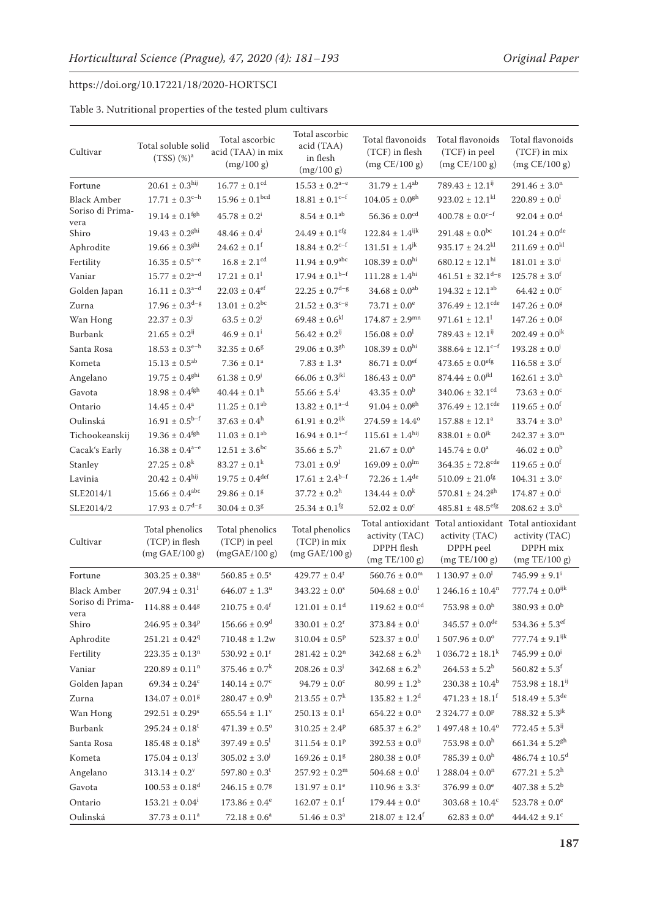https://doi.org/10.17221/18/2020-HORTSCI

Table 3. Nutritional properties of the tested plum cultivars

| Cultivar | Total soluble solid (TSS) (%)[a] | Total ascorbic acid (TAA) in mix (mg/100 g) | Total ascorbic acid (TAA) in flesh (mg/100 g) | Total flavonoids (TCF) in flesh (mg CE/100 g) | Total flavonoids (TCF) in peel (mg CE/100 g) | Total flavonoids (TCF) in mix (mg CE/100 g) |
|---|---|---|---|---|---|---|
| Fortune | $20.61 \pm 0.3^{hij}$ | $16.77 \pm 0.1^{cd}$ | $15.53 \pm 0.2^{a-e}$ | $31.79 \pm 1.4^{ab}$ | $789.43 \pm 12.1^{ij}$ | $291.46 \pm 3.0^{n}$ |
| Black Amber | $17.71 \pm 0.3^{c-h}$ | $15.96 \pm 0.1^{bcd}$ | $18.81 \pm 0.1^{c-f}$ | $104.05 \pm 0.0^{gh}$ | $923.02 \pm 12.1^{kl}$ | $220.89 \pm 0.0^{l}$ |
| Soriso di Primavera | $19.14 \pm 0.1^{fgh}$ | $45.78 \pm 0.2^{i}$ | $8.54 \pm 0.1^{ab}$ | $56.36 \pm 0.0^{cd}$ | $400.78 \pm 0.0^{c-f}$ | $92.04 \pm 0.0^{d}$ |
| Shiro | $19.43 \pm 0.2^{ghi}$ | $48.46 \pm 0.4^{i}$ | $24.49 \pm 0.1^{efg}$ | $122.84 \pm 1.4^{ijk}$ | $291.48 \pm 0.0^{bc}$ | $101.24 \pm 0.0^{de}$ |
| Aphrodite | $19.66 \pm 0.3^{ghi}$ | $24.62 \pm 0.1^{f}$ | $18.84 \pm 0.2^{c-f}$ | $131.51 \pm 1.4^{jk}$ | $935.17 \pm 24.2^{kl}$ | $211.69 \pm 0.0^{kl}$ |
| Fertility | $16.35 \pm 0.5^{a-e}$ | $16.8 \pm 2.1^{cd}$ | $11.94 \pm 0.9^{abc}$ | $108.39 \pm 0.0^{hi}$ | $680.12 \pm 12.1^{hi}$ | $181.01 \pm 3.0^{i}$ |
| Vaniar | $15.77 \pm 0.2^{a-d}$ | $17.21 \pm 0.1^{l}$ | $17.94 \pm 0.1^{b-f}$ | $111.28 \pm 1.4^{hi}$ | $461.51 \pm 32.1^{d-g}$ | $125.78 \pm 3.0^{f}$ |
| Golden Japan | $16.11 \pm 0.3^{a-d}$ | $22.03 \pm 0.4^{ef}$ | $22.25 \pm 0.7^{d-g}$ | $34.68 \pm 0.0^{ab}$ | $194.32 \pm 12.1^{ab}$ | $64.42 \pm 0.0^{c}$ |
| Zurna | $17.96 \pm 0.3^{d-g}$ | $13.01 \pm 0.2^{bc}$ | $21.52 \pm 0.3^{c-g}$ | $73.71 \pm 0.0^{e}$ | $376.49 \pm 12.1^{cde}$ | $147.26 \pm 0.0^{g}$ |
| Wan Hong | $22.37 \pm 0.3^{j}$ | $63.5 \pm 0.2^{j}$ | $69.48 \pm 0.6^{kl}$ | $174.87 \pm 2.9^{mn}$ | $971.61 \pm 12.1^{l}$ | $147.26 \pm 0.0^{g}$ |
| Burbank | $21.65 \pm 0.2^{ij}$ | $46.9 \pm 0.1^{i}$ | $56.42 \pm 0.2^{ij}$ | $156.08 \pm 0.0^{l}$ | $789.43 \pm 12.1^{ij}$ | $202.49 \pm 0.0^{jk}$ |
| Santa Rosa | $18.53 \pm 0.3^{e-h}$ | $32.35 \pm 0.6^{g}$ | $29.06 \pm 0.3^{gh}$ | $108.39 \pm 0.0^{hi}$ | $388.64 \pm 12.1^{c-f}$ | $193.28 \pm 0.0^{j}$ |
| Kometa | $15.13 \pm 0.3^{ab}$ | $7.36 \pm 0.1^{a}$ | $7.83 \pm 1.3^{a}$ | $86.71 \pm 0.0^{ef}$ | $473.65 \pm 0.0^{efg}$ | $116.58 \pm 3.0^{f}$ |
| Angelano | $19.75 \pm 0.4^{ghi}$ | $61.38 \pm 0.9^{j}$ | $66.06 \pm 0.3^{jkl}$ | $186.43 \pm 0.0^{n}$ | $874.44 \pm 0.0^{jkl}$ | $162.61 \pm 3.0^{h}$ |
| Gavota | $18.98 \pm 0.4^{fgh}$ | $40.44 \pm 0.1^{h}$ | $55.66 \pm 5.4^{i}$ | $43.35 \pm 0.0^{b}$ | $340.06 \pm 32.1^{cd}$ | $73.63 \pm 0.0^{c}$ |
| Ontario | $14.45 \pm 0.4^{a}$ | $11.25 \pm 0.1^{ab}$ | $13.82 \pm 0.1^{a-d}$ | $91.04 \pm 0.0^{gh}$ | $376.49 \pm 12.1^{cde}$ | $119.65 \pm 0.0^{f}$ |
| Oulinská | $16.91 \pm 0.5^{b-f}$ | $37.63 \pm 0.4^{h}$ | $61.91 \pm 0.2^{ijk}$ | $274.59 \pm 14.4^{o}$ | $157.88 \pm 12.1^{a}$ | $33.74 \pm 3.0^{a}$ |
| Tichookeanskij | $19.36 \pm 0.4^{fgh}$ | $11.03 \pm 0.1^{ab}$ | $16.94 \pm 0.1^{a-f}$ | $115.61 \pm 1.4^{hij}$ | $838.01 \pm 0.0^{jk}$ | $242.37 \pm 3.0^{m}$ |
| Cacak's Early | $16.38 \pm 0.4^{a-e}$ | $12.51 \pm 3.6^{bc}$ | $35.66 \pm 5.7^{h}$ | $21.67 \pm 0.0^{a}$ | $145.74 \pm 0.0^{a}$ | $46.02 \pm 0.0^{b}$ |
| Stanley | $27.25 \pm 0.8^{k}$ | $83.27 \pm 0.1^{k}$ | $73.01 \pm 0.9^{l}$ | $169.09 \pm 0.0^{lm}$ | $364.35 \pm 72.8^{cde}$ | $119.65 \pm 0.0^{f}$ |
| Lavinia | $20.42 \pm 0.4^{hij}$ | $19.75 \pm 0.4^{def}$ | $17.61 \pm 2.4^{b-f}$ | $72.26 \pm 1.4^{de}$ | $510.09 \pm 21.0^{fg}$ | $104.31 \pm 3.0^{e}$ |
| SLE2014/1 | $15.66 \pm 0.4^{abc}$ | $29.86 \pm 0.1^{g}$ | $37.72 \pm 0.2^{h}$ | $134.44 \pm 0.0^{k}$ | $570.81 \pm 24.2^{gh}$ | $174.87 \pm 0.0^{i}$ |
| SLE2014/2 | $17.93 \pm 0.7^{d-g}$ | $30.04 \pm 0.3^{g}$ | $25.34 \pm 0.1^{fg}$ | $52.02 \pm 0.0^{c}$ | $485.81 \pm 48.5^{efg}$ | $208.62 \pm 3.0^{k}$ |

| Cultivar | Total phenolics (TCP) in flesh (mg GAE/100 g) | Total phenolics (TCP) in peel (mgGAE/100 g) | Total phenolics (TCP) in mix (mg GAE/100 g) | Total antioxidant activity (TAC) DPPH flesh (mg TE/100 g) | Total antioxidant activity (TAC) DPPH peel (mg TE/100 g) | Total antioxidant activity (TAC) DPPH mix (mg TE/100 g) |
|---|---|---|---|---|---|---|
| Fortune | $303.25 \pm 0.38^{u}$ | $560.85 \pm 0.5^{s}$ | $429.77 \pm 0.4^{t}$ | $560.76 \pm 0.0^{m}$ | $1\,130.97 \pm 0.0^{l}$ | $745.99 \pm 9.1^{i}$ |
| Black Amber | $207.94 \pm 0.31^{l}$ | $646.07 \pm 1.3^{u}$ | $343.22 \pm 0.0^{s}$ | $504.68 \pm 0.0^{l}$ | $1\,246.16 \pm 10.4^{n}$ | $777.74 \pm 0.0^{ijk}$ |
| Soriso di Primavera | $114.88 \pm 0.44^{g}$ | $210.75 \pm 0.4^{f}$ | $121.01 \pm 0.1^{d}$ | $119.62 \pm 0.0^{cd}$ | $753.98 \pm 0.0^{h}$ | $380.93 \pm 0.0^{b}$ |
| Shiro | $246.95 \pm 0.34^{p}$ | $156.66 \pm 0.9^{d}$ | $330.01 \pm 0.2^{r}$ | $373.84 \pm 0.0^{i}$ | $345.57 \pm 0.0^{de}$ | $534.36 \pm 5.3^{ef}$ |
| Aphrodite | $251.21 \pm 0.42^{q}$ | $710.48 \pm 1.2w$ | $310.04 \pm 0.5^{p}$ | $523.37 \pm 0.0^{l}$ | $1\,507.96 \pm 0.0^{o}$ | $777.74 \pm 9.1^{ijk}$ |
| Fertility | $223.35 \pm 0.13^{n}$ | $530.92 \pm 0.1^{r}$ | $281.42 \pm 0.2^{n}$ | $342.68 \pm 6.2^{h}$ | $1\,036.72 \pm 18.1^{k}$ | $745.99 \pm 0.0^{i}$ |
| Vaniar | $220.89 \pm 0.11^{n}$ | $375.46 \pm 0.7^{k}$ | $208.26 \pm 0.3^{j}$ | $342.68 \pm 6.2^{h}$ | $264.53 \pm 5.2^{b}$ | $560.82 \pm 5.3^{f}$ |
| Golden Japan | $69.34 \pm 0.24^{c}$ | $140.14 \pm 0.7^{c}$ | $94.79 \pm 0.0^{c}$ | $80.99 \pm 1.2^{b}$ | $230.38 \pm 10.4^{b}$ | $753.98 \pm 18.1^{ij}$ |
| Zurna | $134.07 \pm 0.01^{g}$ | $280.47 \pm 0.9^{h}$ | $213.55 \pm 0.7^{k}$ | $135.82 \pm 1.2^{d}$ | $471.23 \pm 18.1^{f}$ | $518.49 \pm 5.3^{de}$ |
| Wan Hong | $292.51 \pm 0.29^{s}$ | $655.54 \pm 1.1^{v}$ | $250.13 \pm 0.1^{l}$ | $654.22 \pm 0.0^{n}$ | $2\,324.77 \pm 0.0^{p}$ | $788.32 \pm 5.3^{jk}$ |
| Burbank | $295.24 \pm 0.18^{t}$ | $471.39 \pm 0.5^{o}$ | $310.25 \pm 2.4^{p}$ | $685.37 \pm 6.2^{o}$ | $1\,497.48 \pm 10.4^{o}$ | $772.45 \pm 5.3^{ij}$ |
| Santa Rosa | $185.48 \pm 0.18^{k}$ | $397.49 \pm 0.5^{l}$ | $311.54 \pm 0.1^{p}$ | $392.53 \pm 0.0^{ij}$ | $753.98 \pm 0.0^{h}$ | $661.34 \pm 5.2^{gh}$ |
| Kometa | $175.04 \pm 0.13^{J}$ | $305.02 \pm 3.0^{j}$ | $169.26 \pm 0.1^{g}$ | $280.38 \pm 0.0^{g}$ | $785.39 \pm 0.0^{h}$ | $486.74 \pm 10.5^{d}$ |
| Angelano | $313.14 \pm 0.2^{v}$ | $597.80 \pm 0.3^{t}$ | $257.92 \pm 0.2^{m}$ | $504.68 \pm 0.0^{l}$ | $1\,288.04 \pm 0.0^{n}$ | $677.21 \pm 5.2^{h}$ |
| Gavota | $100.53 \pm 0.18^{d}$ | $246.15 \pm 0.7^{g}$ | $131.97 \pm 0.1^{e}$ | $110.96 \pm 3.3^{c}$ | $376.99 \pm 0.0^{e}$ | $407.38 \pm 5.2^{b}$ |
| Ontario | $153.21 \pm 0.04^{i}$ | $173.86 \pm 0.4^{e}$ | $162.07 \pm 0.1^{f}$ | $179.44 \pm 0.0^{e}$ | $303.68 \pm 10.4^{c}$ | $523.78 \pm 0.0^{e}$ |
| Oulinská | $37.73 \pm 0.11^{a}$ | $72.18 \pm 0.6^{a}$ | $51.46 \pm 0.3^{a}$ | $218.07 \pm 12.4^{f}$ | $62.83 \pm 0.0^{a}$ | $444.42 \pm 9.1^{c}$ |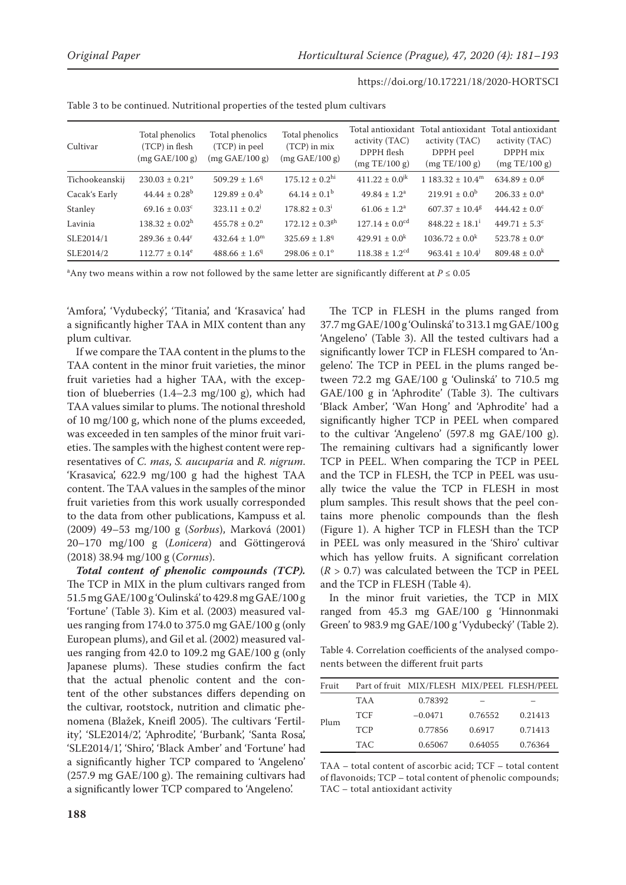Table 3 to be continued. Nutritional properties of the tested plum cultivars

| Cultivar | Total phenolics (TCP) in flesh (mg GAE/100 g) | Total phenolics (TCP) in peel (mg GAE/100 g) | Total phenolics (TCP) in mix (mg GAE/100 g) | Total antioxidant activity (TAC) DPPH flesh (mg TE/100 g) | Total antioxidant activity (TAC) DPPH peel (mg TE/100 g) | Total antioxidant activity (TAC) DPPH mix (mg TE/100 g) |
|---|---|---|---|---|---|---|
| Tichookeanskij | $230.03 \pm 0.21^{o}$ | $509.29 \pm 1.6^{q}$ | $175.12 \pm 0.2^{hi}$ | $411.22 \pm 0.0^{jk}$ | $1\,183.32 \pm 10.4^{m}$ | $634.89 \pm 0.0^{g}$ |
| Cacak's Early | $44.44 \pm 0.28^{b}$ | $129.89 \pm 0.4^{b}$ | $64.14 \pm 0.1^{b}$ | $49.84 \pm 1.2^{a}$ | $219.91 \pm 0.0^{b}$ | $206.33 \pm 0.0^{a}$ |
| Stanley | $69.16 \pm 0.03^{c}$ | $323.11 \pm 0.2^{j}$ | $178.82 \pm 0.3^{i}$ | $61.06 \pm 1.2^{a}$ | $607.37 \pm 10.4^{g}$ | $444.42 \pm 0.0^{c}$ |
| Lavinia | $138.32 \pm 0.02^{h}$ | $455.78 \pm 0.2^{n}$ | $172.12 \pm 0.3^{gh}$ | $127.14 \pm 0.0^{cd}$ | $848.22 \pm 18.1^{i}$ | $449.71 \pm 5.3^{c}$ |
| SLE2014/1 | $289.36 \pm 0.44^{r}$ | $432.64 \pm 1.0^{m}$ | $325.69 \pm 1.8^{q}$ | $429.91 \pm 0.0^{k}$ | $1036.72 \pm 0.0^{k}$ | $523.78 \pm 0.0^{e}$ |
| SLE2014/2 | $112.77 \pm 0.14^{e}$ | $488.66 \pm 1.6^{q}$ | $298.06 \pm 0.1^{o}$ | $118.38 \pm 1.2^{cd}$ | $963.41 \pm 10.4^{j}$ | $809.48 \pm 0.0^{k}$ |

[a]Any two means within a row not followed by the same letter are significantly different at $P \leq 0.05$

'Amfora', 'Vydubecký', 'Titania', and 'Krasavica' had a significantly higher TAA in MIX content than any plum cultivar.

If we compare the TAA content in the plums to the TAA content in the minor fruit varieties, the minor fruit varieties had a higher TAA, with the exception of blueberries (1.4–2.3 mg/100 g), which had TAA values similar to plums. The notional threshold of 10 mg/100 g, which none of the plums exceeded, was exceeded in ten samples of the minor fruit varieties. The samples with the highest content were representatives of *C. mas*, *S. aucuparia* and *R. nigrum*. 'Krasavica', 622.9 mg/100 g had the highest TAA content. The TAA values in the samples of the minor fruit varieties from this work usually corresponded to the data from other publications, Kampuss et al. (2009) 49–53 mg/100 g (*Sorbus*), Marková (2001) 20–170 mg/100 g (*Lonicera*) and Göttingerová (2018) 38.94 mg/100 g (*Cornus*).

***Total content of phenolic compounds (TCP).*** The TCP in MIX in the plum cultivars ranged from 51.5 mg GAE/100 g 'Oulinská' to 429.8 mg GAE/100 g 'Fortune' (Table 3). Kim et al. (2003) measured values ranging from 174.0 to 375.0 mg GAE/100 g (only European plums), and Gil et al. (2002) measured values ranging from 42.0 to 109.2 mg GAE/100 g (only Japanese plums). These studies confirm the fact that the actual phenolic content and the content of the other substances differs depending on the cultivar, rootstock, nutrition and climatic phenomena (Blažek, Kneifl 2005). The cultivars 'Fertility', 'SLE2014/2', 'Aphrodite', 'Burbank', 'Santa Rosa', 'SLE2014/1', 'Shiro', 'Black Amber' and 'Fortune' had a significantly higher TCP compared to 'Angeleno' (257.9 mg GAE/100 g). The remaining cultivars had a significantly lower TCP compared to 'Angeleno'.

The TCP in FLESH in the plums ranged from 37.7 mg GAE/100 g 'Oulinská' to 313.1 mg GAE/100 g 'Angeleno' (Table 3). All the tested cultivars had a significantly lower TCP in FLESH compared to 'Angeleno'. The TCP in PEEL in the plums ranged between 72.2 mg GAE/100 g 'Oulinská' to 710.5 mg GAE/100 g in 'Aphrodite' (Table 3). The cultivars 'Black Amber', 'Wan Hong' and 'Aphrodite' had a significantly higher TCP in PEEL when compared to the cultivar 'Angeleno' (597.8 mg GAE/100 g). The remaining cultivars had a significantly lower TCP in PEEL. When comparing the TCP in PEEL and the TCP in FLESH, the TCP in PEEL was usually twice the value the TCP in FLESH in most plum samples. This result shows that the peel contains more phenolic compounds than the flesh (Figure 1). A higher TCP in FLESH than the TCP in PEEL was only measured in the 'Shiro' cultivar which has yellow fruits. A significant correlation ($R > 0.7$) was calculated between the TCP in PEEL and the TCP in FLESH (Table 4).

In the minor fruit varieties, the TCP in MIX ranged from 45.3 mg GAE/100 g 'Hinnonmaki Green' to 983.9 mg GAE/100 g 'Vydubecký' (Table 2).

Table 4. Correlation coefficients of the analysed components between the different fruit parts

| Fruit | Part of fruit | MIX/FLESH | MIX/PEEL | FLESH/PEEL |
|---|---|---|---|---|
| Plum | TAA | 0.78392 | – | – |
| | TCF | −0.0471 | 0.76552 | 0.21413 |
| | TCP | 0.77856 | 0.6917 | 0.71413 |
| | TAC | 0.65067 | 0.64055 | 0.76364 |

TAA – total content of ascorbic acid; TCF – total content of flavonoids; TCP – total content of phenolic compounds; TAC – total antioxidant activity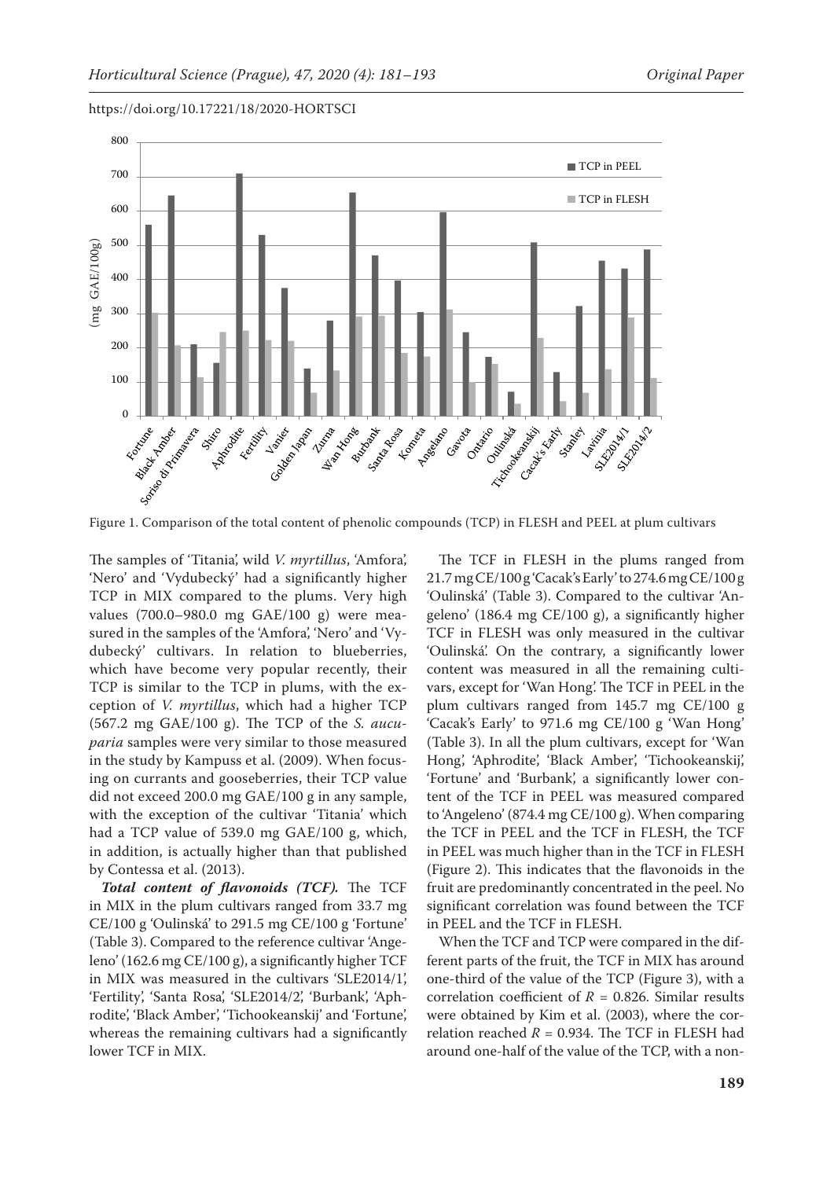Figure 1. Comparison of the total content of phenolic compounds (TCP) in FLESH and PEEL at plum cultivars

The samples of 'Titania', wild *V. myrtillus*, 'Amfora', 'Nero' and 'Vydubecký' had a significantly higher TCP in MIX compared to the plums. Very high values (700.0–980.0 mg GAE/100 g) were measured in the samples of the 'Amfora', 'Nero' and 'Vydubecký' cultivars. In relation to blueberries, which have become very popular recently, their TCP is similar to the TCP in plums, with the exception of *V. myrtillus*, which had a higher TCP (567.2 mg GAE/100 g). The TCP of the *S. aucuparia* samples were very similar to those measured in the study by Kampuss et al. (2009). When focusing on currants and gooseberries, their TCP value did not exceed 200.0 mg GAE/100 g in any sample, with the exception of the cultivar 'Titania' which had a TCP value of 539.0 mg GAE/100 g, which, in addition, is actually higher than that published by Contessa et al. (2013).

***Total content of flavonoids (TCF).*** The TCF in MIX in the plum cultivars ranged from 33.7 mg CE/100 g 'Oulinská' to 291.5 mg CE/100 g 'Fortune' (Table 3). Compared to the reference cultivar 'Angeleno' (162.6 mg CE/100 g), a significantly higher TCF in MIX was measured in the cultivars 'SLE2014/1', 'Fertility', 'Santa Rosa', 'SLE2014/2', 'Burbank', 'Aphrodite', 'Black Amber', 'Tichookeanskij' and 'Fortune', whereas the remaining cultivars had a significantly lower TCF in MIX.

The TCF in FLESH in the plums ranged from 21.7 mg CE/100 g 'Cacak's Early' to 274.6 mg CE/100 g 'Oulinská' (Table 3). Compared to the cultivar 'Angeleno' (186.4 mg CE/100 g), a significantly higher TCF in FLESH was only measured in the cultivar 'Oulinská'. On the contrary, a significantly lower content was measured in all the remaining cultivars, except for 'Wan Hong'. The TCF in PEEL in the plum cultivars ranged from 145.7 mg CE/100 g 'Cacak's Early' to 971.6 mg CE/100 g 'Wan Hong' (Table 3). In all the plum cultivars, except for 'Wan Hong', 'Aphrodite', 'Black Amber', 'Tichookeanskij', 'Fortune' and 'Burbank', a significantly lower content of the TCF in PEEL was measured compared to 'Angeleno' (874.4 mg CE/100 g). When comparing the TCF in PEEL and the TCF in FLESH, the TCF in PEEL was much higher than in the TCF in FLESH (Figure 2). This indicates that the flavonoids in the fruit are predominantly concentrated in the peel. No significant correlation was found between the TCF in PEEL and the TCF in FLESH.

When the TCF and TCP were compared in the different parts of the fruit, the TCF in MIX has around one-third of the value of the TCP (Figure 3), with a correlation coefficient of $R = 0.826$. Similar results were obtained by Kim et al. (2003), where the correlation reached $R = 0.934$. The TCF in FLESH had around one-half of the value of the TCP, with a non-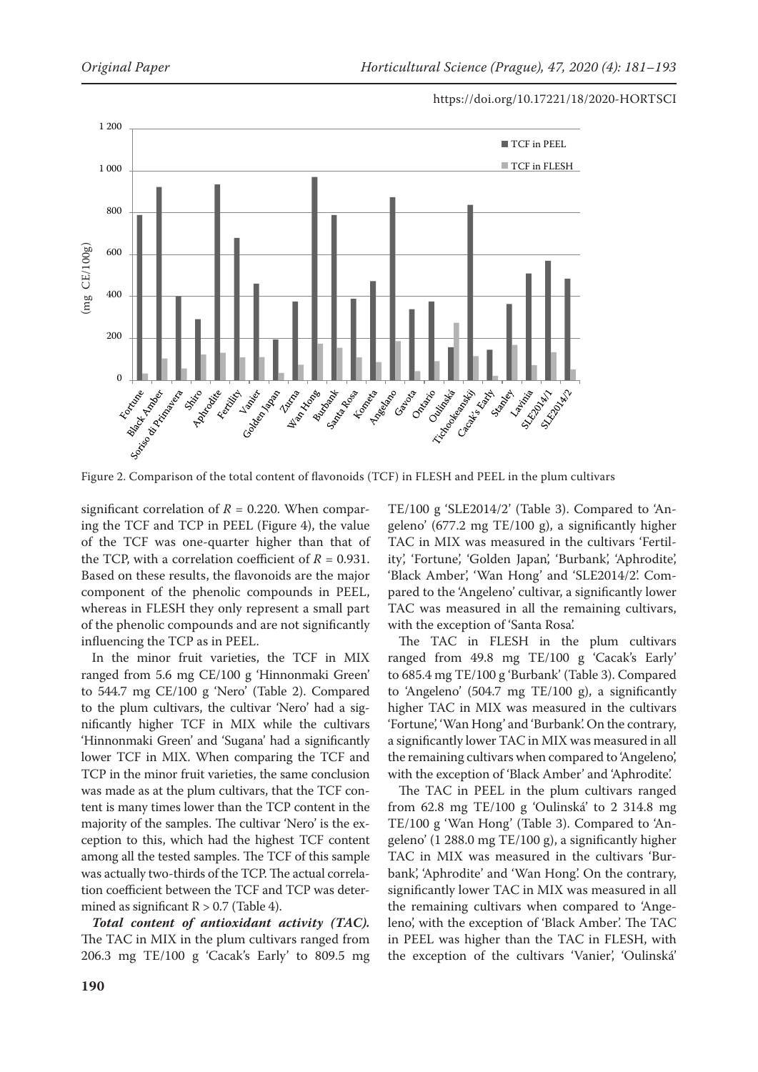Figure 2. Comparison of the total content of flavonoids (TCF) in FLESH and PEEL in the plum cultivars

significant correlation of $R = 0.220$. When comparing the TCF and TCP in PEEL (Figure 4), the value of the TCF was one-quarter higher than that of the TCP, with a correlation coefficient of $R = 0.931$. Based on these results, the flavonoids are the major component of the phenolic compounds in PEEL, whereas in FLESH they only represent a small part of the phenolic compounds and are not significantly influencing the TCP as in PEEL.

In the minor fruit varieties, the TCF in MIX ranged from 5.6 mg CE/100 g 'Hinnonmaki Green' to 544.7 mg CE/100 g 'Nero' (Table 2). Compared to the plum cultivars, the cultivar 'Nero' had a significantly higher TCF in MIX while the cultivars 'Hinnonmaki Green' and 'Sugana' had a significantly lower TCF in MIX. When comparing the TCF and TCP in the minor fruit varieties, the same conclusion was made as at the plum cultivars, that the TCF content is many times lower than the TCP content in the majority of the samples. The cultivar 'Nero' is the exception to this, which had the highest TCF content among all the tested samples. The TCF of this sample was actually two-thirds of the TCP. The actual correlation coefficient between the TCF and TCP was determined as significant $R > 0.7$ (Table 4).

***Total content of antioxidant activity (TAC).*** The TAC in MIX in the plum cultivars ranged from 206.3 mg TE/100 g 'Cacak's Early' to 809.5 mg TE/100 g 'SLE2014/2' (Table 3). Compared to 'Angeleno' (677.2 mg TE/100 g), a significantly higher TAC in MIX was measured in the cultivars 'Fertility', 'Fortune', 'Golden Japan', 'Burbank', 'Aphrodite', 'Black Amber', 'Wan Hong' and 'SLE2014/2'. Compared to the 'Angeleno' cultivar, a significantly lower TAC was measured in all the remaining cultivars, with the exception of 'Santa Rosa'.

The TAC in FLESH in the plum cultivars ranged from 49.8 mg TE/100 g 'Cacak's Early' to 685.4 mg TE/100 g 'Burbank' (Table 3). Compared to 'Angeleno' (504.7 mg TE/100 g), a significantly higher TAC in MIX was measured in the cultivars 'Fortune', 'Wan Hong' and 'Burbank'. On the contrary, a significantly lower TAC in MIX was measured in all the remaining cultivars when compared to 'Angeleno', with the exception of 'Black Amber' and 'Aphrodite'.

The TAC in PEEL in the plum cultivars ranged from 62.8 mg TE/100 g 'Oulinská' to 2 314.8 mg TE/100 g 'Wan Hong' (Table 3). Compared to 'Angeleno' (1 288.0 mg TE/100 g), a significantly higher TAC in MIX was measured in the cultivars 'Burbank', 'Aphrodite' and 'Wan Hong'. On the contrary, significantly lower TAC in MIX was measured in all the remaining cultivars when compared to 'Angeleno', with the exception of 'Black Amber'. The TAC in PEEL was higher than the TAC in FLESH, with the exception of the cultivars 'Vanier', 'Oulinská'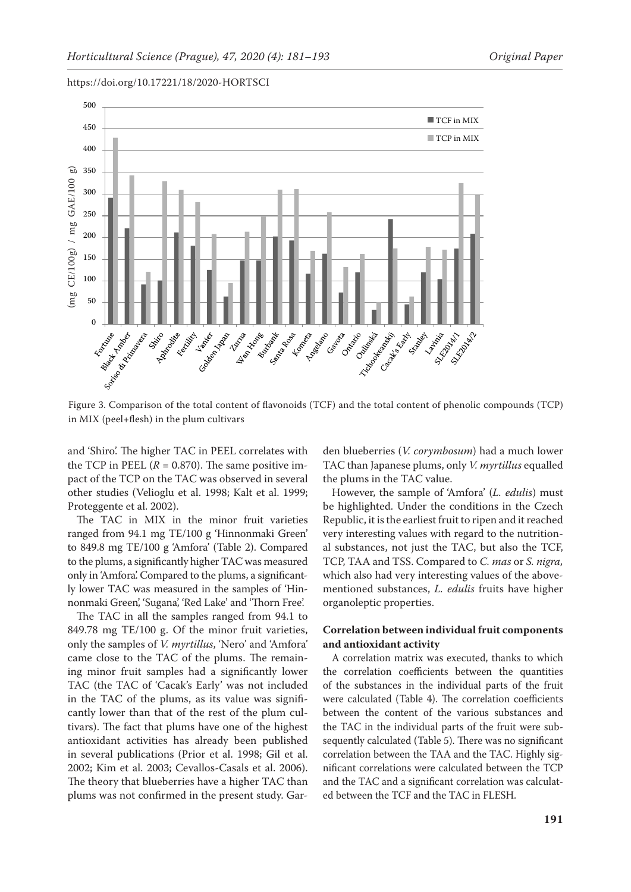Figure 3. Comparison of the total content of flavonoids (TCF) and the total content of phenolic compounds (TCP) in MIX (peel+flesh) in the plum cultivars

and 'Shiro'. The higher TAC in PEEL correlates with the TCP in PEEL ($R = 0.870$). The same positive impact of the TCP on the TAC was observed in several other studies (Velioglu et al. 1998; Kalt et al. 1999; Proteggente et al. 2002).

The TAC in MIX in the minor fruit varieties ranged from 94.1 mg TE/100 g 'Hinnonmaki Green' to 849.8 mg TE/100 g 'Amfora' (Table 2). Compared to the plums, a significantly higher TAC was measured only in 'Amfora'. Compared to the plums, a significantly lower TAC was measured in the samples of 'Hinnonmaki Green', 'Sugana', 'Red Lake' and 'Thorn Free'.

The TAC in all the samples ranged from 94.1 to 849.78 mg TE/100 g. Of the minor fruit varieties, only the samples of *V. myrtillus*, 'Nero' and 'Amfora' came close to the TAC of the plums. The remaining minor fruit samples had a significantly lower TAC (the TAC of 'Cacak's Early' was not included in the TAC of the plums, as its value was significantly lower than that of the rest of the plum cultivars). The fact that plums have one of the highest antioxidant activities has already been published in several publications (Prior et al. 1998; Gil et al. 2002; Kim et al. 2003; Cevallos-Casals et al. 2006). The theory that blueberries have a higher TAC than plums was not confirmed in the present study. Garden blueberries (*V. corymbosum*) had a much lower TAC than Japanese plums, only *V. myrtillus* equalled the plums in the TAC value.

However, the sample of 'Amfora' (*L. edulis*) must be highlighted. Under the conditions in the Czech Republic, it is the earliest fruit to ripen and it reached very interesting values with regard to the nutritional substances, not just the TAC, but also the TCF, TCP, TAA and TSS. Compared to *C. mas* or *S. nigra*, which also had very interesting values of the above-mentioned substances, *L. edulis* fruits have higher organoleptic properties.

### Correlation between individual fruit components and antioxidant activity

A correlation matrix was executed, thanks to which the correlation coefficients between the quantities of the substances in the individual parts of the fruit were calculated (Table 4). The correlation coefficients between the content of the various substances and the TAC in the individual parts of the fruit were subsequently calculated (Table 5). There was no significant correlation between the TAA and the TAC. Highly significant correlations were calculated between the TCP and the TAC and a significant correlation was calculated between the TCF and the TAC in FLESH.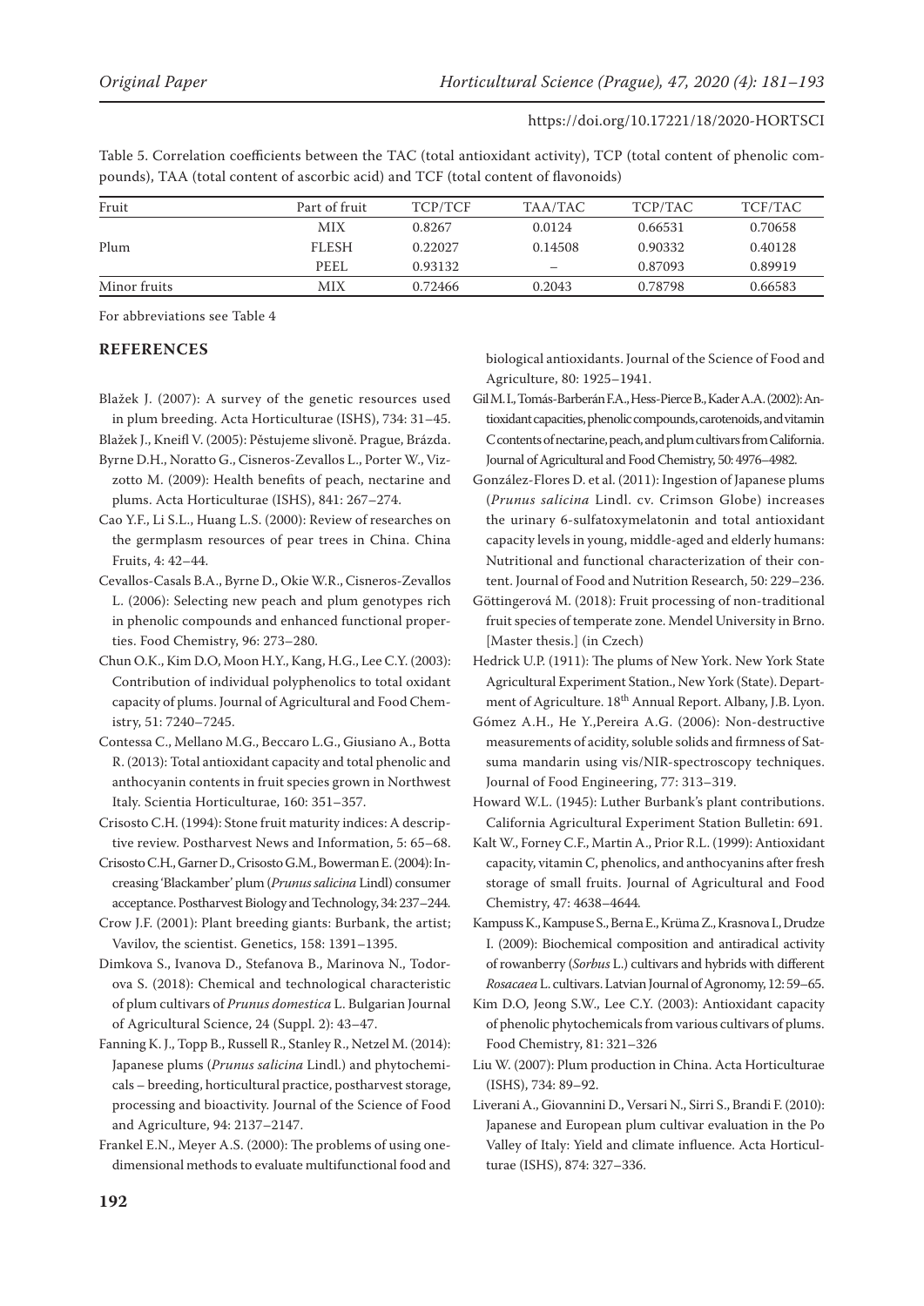Table 5. Correlation coefficients between the TAC (total antioxidant activity), TCP (total content of phenolic compounds), TAA (total content of ascorbic acid) and TCF (total content of flavonoids)

| Fruit | Part of fruit | TCP/TCF | TAA/TAC | TCP/TAC | TCF/TAC |
|---|---|---|---|---|---|
| | MIX | 0.8267 | 0.0124 | 0.66531 | 0.70658 |
| Plum | FLESH | 0.22027 | 0.14508 | 0.90332 | 0.40128 |
| | PEEL | 0.93132 | – | 0.87093 | 0.89919 |
| Minor fruits | MIX | 0.72466 | 0.2043 | 0.78798 | 0.66583 |

For abbreviations see Table 4

## REFERENCES

Blažek J. (2007): A survey of the genetic resources used in plum breeding. Acta Horticulturae (ISHS), 734: 31–45.

Blažek J., Kneifl V. (2005): Pěstujeme slivoně. Prague, Brázda.

Byrne D.H., Noratto G., Cisneros-Zevallos L., Porter W., Vizzotto M. (2009): Health benefits of peach, nectarine and plums. Acta Horticulturae (ISHS), 841: 267–274.

Cao Y.F., Li S.L., Huang L.S. (2000): Review of researches on the germplasm resources of pear trees in China. China Fruits, 4: 42–44.

Cevallos-Casals B.A., Byrne D., Okie W.R., Cisneros-Zevallos L. (2006): Selecting new peach and plum genotypes rich in phenolic compounds and enhanced functional properties. Food Chemistry, 96: 273–280.

Chun O.K., Kim D.O, Moon H.Y., Kang, H.G., Lee C.Y. (2003): Contribution of individual polyphenolics to total oxidant capacity of plums. Journal of Agricultural and Food Chemistry, 51: 7240–7245.

Contessa C., Mellano M.G., Beccaro L.G., Giusiano A., Botta R. (2013): Total antioxidant capacity and total phenolic and anthocyanin contents in fruit species grown in Northwest Italy. Scientia Horticulturae, 160: 351–357.

Crisosto C.H. (1994): Stone fruit maturity indices: A descriptive review. Postharvest News and Information, 5: 65–68.

Crisosto C.H., Garner D., Crisosto G.M., Bowerman E. (2004): Increasing 'Blackamber' plum (*Prunus salicina* Lindl) consumer acceptance. Postharvest Biology and Technology, 34: 237–244.

Crow J.F. (2001): Plant breeding giants: Burbank, the artist; Vavilov, the scientist. Genetics, 158: 1391–1395.

Dimkova S., Ivanova D., Stefanova B., Marinova N., Todorova S. (2018): Chemical and technological characteristic of plum cultivars of *Prunus domestica* L. Bulgarian Journal of Agricultural Science, 24 (Suppl. 2): 43–47.

Fanning K. J., Topp B., Russell R., Stanley R., Netzel M. (2014): Japanese plums (*Prunus salicina* Lindl.) and phytochemicals – breeding, horticultural practice, postharvest storage, processing and bioactivity. Journal of the Science of Food and Agriculture, 94: 2137–2147.

Frankel E.N., Meyer A.S. (2000): The problems of using one-dimensional methods to evaluate multifunctional food and biological antioxidants. Journal of the Science of Food and Agriculture, 80: 1925–1941.

Gil M.I., Tomás-Barberán F.A., Hess-Pierce B., Kader A.A. (2002): Antioxidant capacities, phenolic compounds, carotenoids, and vitamin C contents of nectarine, peach, and plum cultivars from California. Journal of Agricultural and Food Chemistry, 50: 4976–4982.

González-Flores D. et al. (2011): Ingestion of Japanese plums (*Prunus salicina* Lindl. cv. Crimson Globe) increases the urinary 6-sulfatoxymelatonin and total antioxidant capacity levels in young, middle-aged and elderly humans: Nutritional and functional characterization of their content. Journal of Food and Nutrition Research, 50: 229–236.

Göttingerová M. (2018): Fruit processing of non-traditional fruit species of temperate zone. Mendel University in Brno. [Master thesis.] (in Czech)

Hedrick U.P. (1911): The plums of New York. New York State Agricultural Experiment Station., New York (State). Department of Agriculture. 18th Annual Report. Albany, J.B. Lyon.

Gómez A.H., He Y.,Pereira A.G. (2006): Non-destructive measurements of acidity, soluble solids and firmness of Satsuma mandarin using vis/NIR-spectroscopy techniques. Journal of Food Engineering, 77: 313–319.

Howard W.L. (1945): Luther Burbank's plant contributions. California Agricultural Experiment Station Bulletin: 691.

Kalt W., Forney C.F., Martin A., Prior R.L. (1999): Antioxidant capacity, vitamin C, phenolics, and anthocyanins after fresh storage of small fruits. Journal of Agricultural and Food Chemistry, 47: 4638–4644.

Kampuss K., Kampuse S., Berna E., Krūma Z., Krasnova I., Drudze I. (2009): Biochemical composition and antiradical activity of rowanberry (*Sorbus* L.) cultivars and hybrids with different *Rosacaea* L. cultivars. Latvian Journal of Agronomy, 12: 59–65.

Kim D.O, Jeong S.W., Lee C.Y. (2003): Antioxidant capacity of phenolic phytochemicals from various cultivars of plums. Food Chemistry, 81: 321–326

Liu W. (2007): Plum production in China. Acta Horticulturae (ISHS), 734: 89–92.

Liverani A., Giovannini D., Versari N., Sirri S., Brandi F. (2010): Japanese and European plum cultivar evaluation in the Po Valley of Italy: Yield and climate influence. Acta Horticulturae (ISHS), 874: 327–336.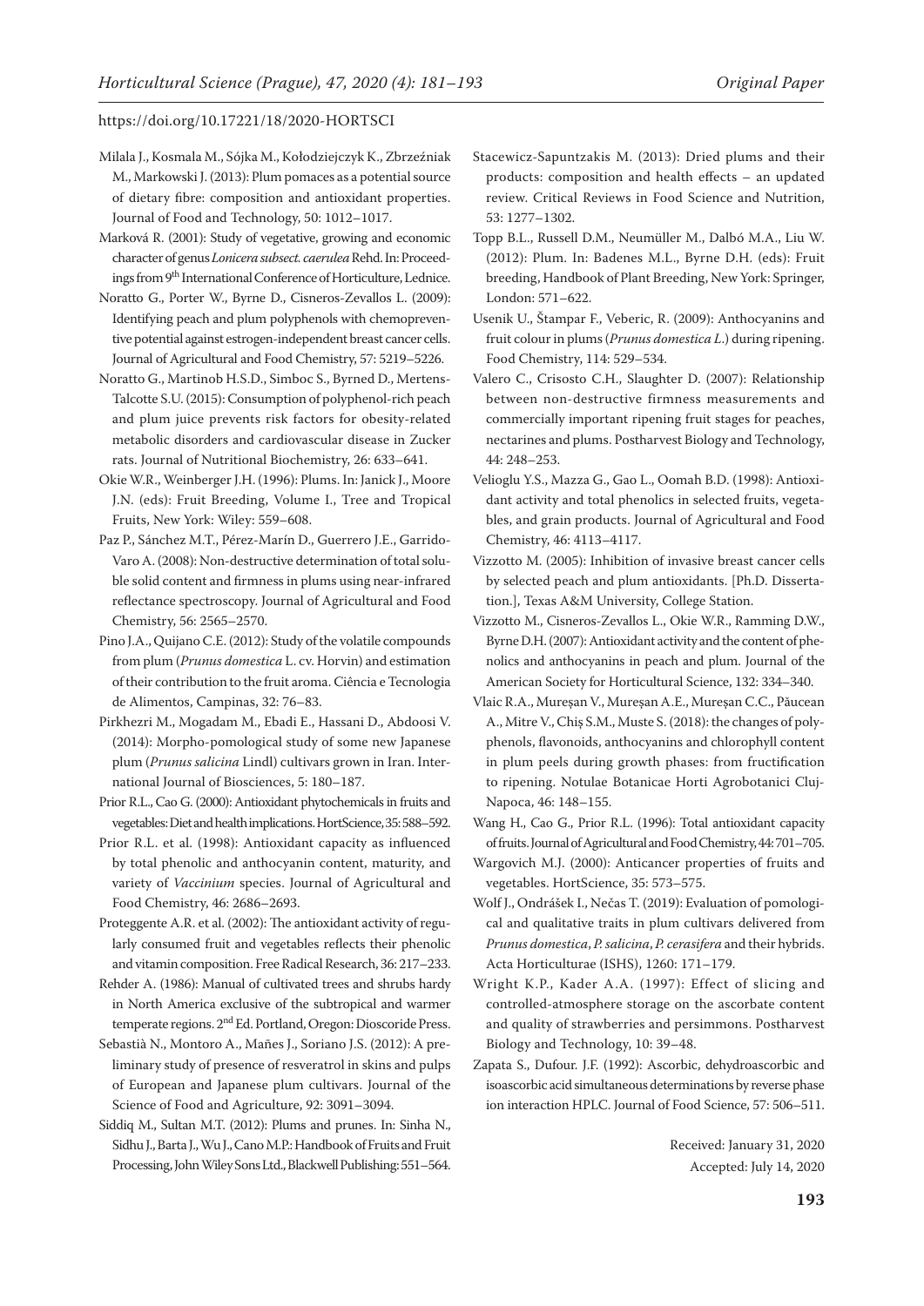Milala J., Kosmala M., Sójka M., Kołodziejczyk K., Zbrzeźniak M., Markowski J. (2013): Plum pomaces as a potential source of dietary fibre: composition and antioxidant properties. Journal of Food and Technology, 50: 1012–1017.

Marková R. (2001): Study of vegetative, growing and economic character of genus *Lonicera subsect. caerulea* Rehd. In: Proceedings from 9th International Conference of Horticulture, Lednice.

Noratto G., Porter W., Byrne D., Cisneros-Zevallos L. (2009): Identifying peach and plum polyphenols with chemopreventive potential against estrogen-independent breast cancer cells. Journal of Agricultural and Food Chemistry, 57: 5219–5226.

Noratto G., Martinob H.S.D., Simboc S., Byrned D., Mertens-Talcotte S.U. (2015): Consumption of polyphenol-rich peach and plum juice prevents risk factors for obesity-related metabolic disorders and cardiovascular disease in Zucker rats. Journal of Nutritional Biochemistry, 26: 633–641.

Okie W.R., Weinberger J.H. (1996): Plums. In: Janick J., Moore J.N. (eds): Fruit Breeding, Volume I., Tree and Tropical Fruits, New York: Wiley: 559–608.

Paz P., Sánchez M.T., Pérez-Marín D., Guerrero J.E., Garrido-Varo A. (2008): Non-destructive determination of total soluble solid content and firmness in plums using near-infrared reflectance spectroscopy. Journal of Agricultural and Food Chemistry, 56: 2565–2570.

Pino J.A., Quijano C.E. (2012): Study of the volatile compounds from plum (*Prunus domestica* L. cv. Horvin) and estimation of their contribution to the fruit aroma. Ciência e Tecnologia de Alimentos, Campinas, 32: 76–83.

Pirkhezri M., Mogadam M., Ebadi E., Hassani D., Abdoosi V. (2014): Morpho-pomological study of some new Japanese plum (*Prunus salicina* Lindl) cultivars grown in Iran. International Journal of Biosciences, 5: 180–187.

Prior R.L., Cao G. (2000): Antioxidant phytochemicals in fruits and vegetables: Diet and health implications. HortScience, 35: 588–592.

Prior R.L. et al. (1998): Antioxidant capacity as influenced by total phenolic and anthocyanin content, maturity, and variety of *Vaccinium* species. Journal of Agricultural and Food Chemistry, 46: 2686–2693.

Proteggente A.R. et al. (2002): The antioxidant activity of regularly consumed fruit and vegetables reflects their phenolic and vitamin composition. Free Radical Research, 36: 217–233.

Rehder A. (1986): Manual of cultivated trees and shrubs hardy in North America exclusive of the subtropical and warmer temperate regions. 2nd Ed. Portland, Oregon: Dioscoride Press.

Sebastià N., Montoro A., Mañes J., Soriano J.S. (2012): A preliminary study of presence of resveratrol in skins and pulps of European and Japanese plum cultivars. Journal of the Science of Food and Agriculture, 92: 3091–3094.

Siddiq M., Sultan M.T. (2012): Plums and prunes. In: Sinha N., Sidhu J., Barta J., Wu J., Cano M.P.: Handbook of Fruits and Fruit Processing, John Wiley Sons Ltd., Blackwell Publishing: 551–564.

Stacewicz-Sapuntzakis M. (2013): Dried plums and their products: composition and health effects – an updated review. Critical Reviews in Food Science and Nutrition, 53: 1277–1302.

Topp B.L., Russell D.M., Neumüller M., Dalbó M.A., Liu W. (2012): Plum. In: Badenes M.L., Byrne D.H. (eds): Fruit breeding, Handbook of Plant Breeding, New York: Springer, London: 571–622.

Usenik U., Štampar F., Veberic, R. (2009): Anthocyanins and fruit colour in plums (*Prunus domestica L.*) during ripening. Food Chemistry, 114: 529–534.

Valero C., Crisosto C.H., Slaughter D. (2007): Relationship between non-destructive firmness measurements and commercially important ripening fruit stages for peaches, nectarines and plums. Postharvest Biology and Technology, 44: 248–253.

Velioglu Y.S., Mazza G., Gao L., Oomah B.D. (1998): Antioxidant activity and total phenolics in selected fruits, vegetables, and grain products. Journal of Agricultural and Food Chemistry, 46: 4113–4117.

Vizzotto M. (2005): Inhibition of invasive breast cancer cells by selected peach and plum antioxidants. [Ph.D. Dissertation.], Texas A&M University, College Station.

Vizzotto M., Cisneros-Zevallos L., Okie W.R., Ramming D.W., Byrne D.H. (2007): Antioxidant activity and the content of phenolics and anthocyanins in peach and plum. Journal of the American Society for Horticultural Science, 132: 334–340.

Vlaic R.A., Mureșan V., Mureșan A.E., Mureșan C.C., Păucean A., Mitre V., Chiș S.M., Muste S. (2018): the changes of polyphenols, flavonoids, anthocyanins and chlorophyll content in plum peels during growth phases: from fructification to ripening. Notulae Botanicae Horti Agrobotanici Cluj-Napoca, 46: 148–155.

Wang H., Cao G., Prior R.L. (1996): Total antioxidant capacity of fruits. Journal of Agricultural and Food Chemistry, 44: 701–705.

Wargovich M.J. (2000): Anticancer properties of fruits and vegetables. HortScience, 35: 573–575.

Wolf J., Ondrášek I., Nečas T. (2019): Evaluation of pomological and qualitative traits in plum cultivars delivered from *Prunus domestica*, *P. salicina*, *P. cerasifera* and their hybrids. Acta Horticulturae (ISHS), 1260: 171–179.

Wright K.P., Kader A.A. (1997): Effect of slicing and controlled-atmosphere storage on the ascorbate content and quality of strawberries and persimmons. Postharvest Biology and Technology, 10: 39–48.

Zapata S., Dufour. J.F. (1992): Ascorbic, dehydroascorbic and isoascorbic acid simultaneous determinations by reverse phase ion interaction HPLC. Journal of Food Science, 57: 506–511.

Received: January 31, 2020
Accepted: July 14, 2020